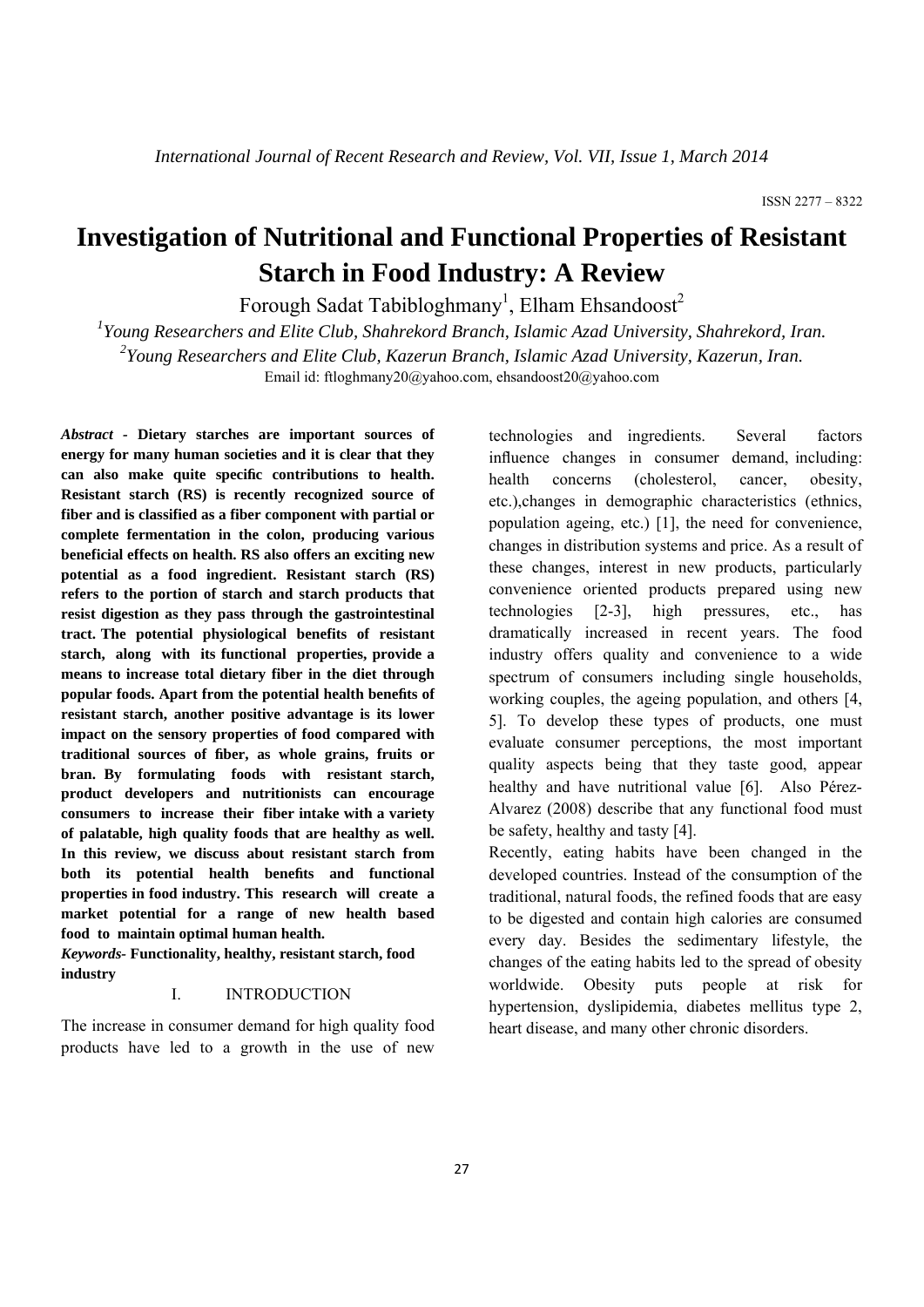ISSN 2277 – 8322

# Investigation of Nutritional and Functional Properties of Resistant Starch in Food Industry: A Review

Forough Sadat Tabibloghmany[1], Elham Ehsandoost[2]

[1]*Young Researchers and Elite Club, Shahrekord Branch, Islamic Azad University, Shahrekord, Iran.*

[2]*Young Researchers and Elite Club, Kazerun Branch, Islamic Azad University, Kazerun, Iran.*

Email id: ftloghmany20@yahoo.com, ehsandoost20@yahoo.com

***Abstract* - Dietary starches are important sources of energy for many human societies and it is clear that they can also make quite specific contributions to health. Resistant starch (RS) is recently recognized source of fiber and is classified as a fiber component with partial or complete fermentation in the colon, producing various beneficial effects on health. RS also offers an exciting new potential as a food ingredient. Resistant starch (RS) refers to the portion of starch and starch products that resist digestion as they pass through the gastrointestinal tract. The potential physiological benefits of resistant starch, along with its functional properties, provide a means to increase total dietary fiber in the diet through popular foods. Apart from the potential health benefits of resistant starch, another positive advantage is its lower impact on the sensory properties of food compared with traditional sources of fiber, as whole grains, fruits or bran. By formulating foods with resistant starch, product developers and nutritionists can encourage consumers to increase their fiber intake with a variety of palatable, high quality foods that are healthy as well. In this review, we discuss about resistant starch from both its potential health benefits and functional properties in food industry. This research will create a market potential for a range of new health based food to maintain optimal human health.**

***Keywords*- Functionality, healthy, resistant starch, food industry**

## I. INTRODUCTION

The increase in consumer demand for high quality food products have led to a growth in the use of new technologies and ingredients. Several factors influence changes in consumer demand, including: health concerns (cholesterol, cancer, obesity, etc.),changes in demographic characteristics (ethnics, population ageing, etc.) [1], the need for convenience, changes in distribution systems and price. As a result of these changes, interest in new products, particularly convenience oriented products prepared using new technologies [2-3], high pressures, etc., has dramatically increased in recent years. The food industry offers quality and convenience to a wide spectrum of consumers including single households, working couples, the ageing population, and others [4, 5]. To develop these types of products, one must evaluate consumer perceptions, the most important quality aspects being that they taste good, appear healthy and have nutritional value [6]. Also Pérez-Alvarez (2008) describe that any functional food must be safety, healthy and tasty [4].

Recently, eating habits have been changed in the developed countries. Instead of the consumption of the traditional, natural foods, the refined foods that are easy to be digested and contain high calories are consumed every day. Besides the sedimentary lifestyle, the changes of the eating habits led to the spread of obesity worldwide. Obesity puts people at risk for hypertension, dyslipidemia, diabetes mellitus type 2, heart disease, and many other chronic disorders.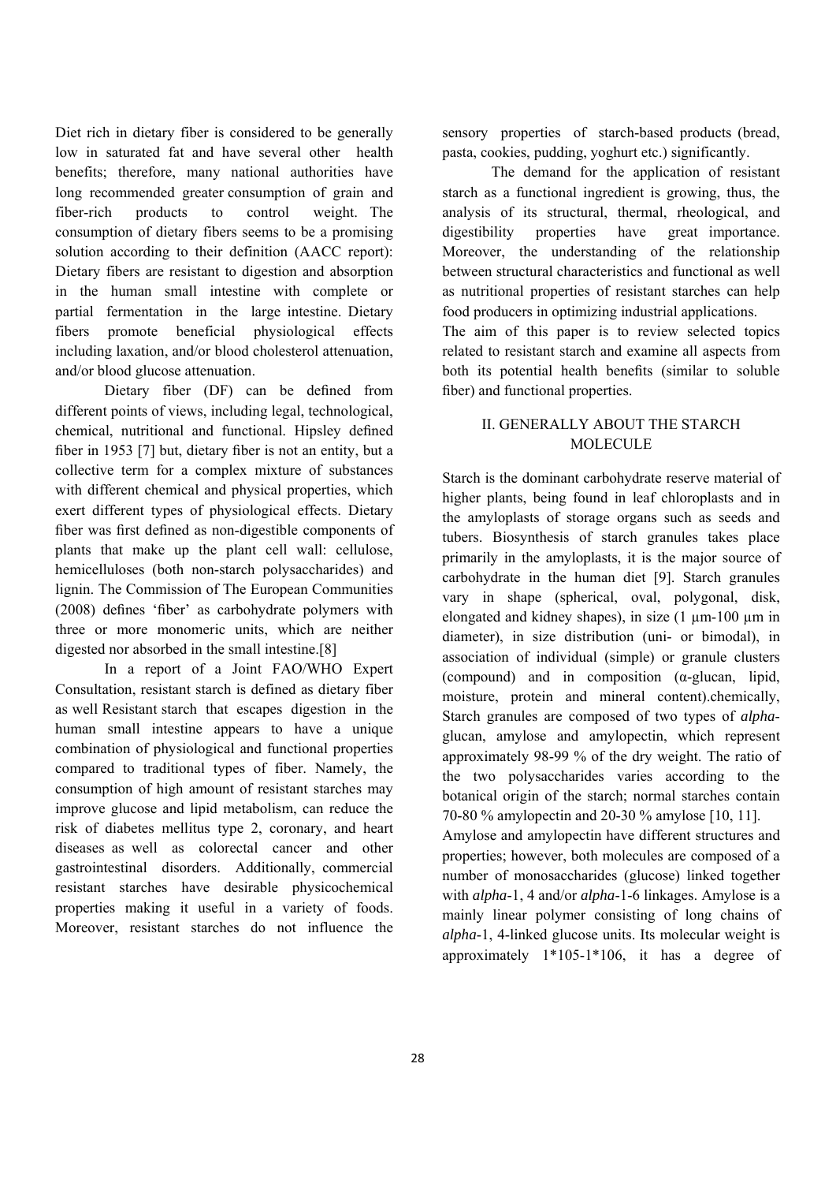Diet rich in dietary fiber is considered to be generally low in saturated fat and have several other health benefits; therefore, many national authorities have long recommended greater consumption of grain and fiber-rich products to control weight. The consumption of dietary fibers seems to be a promising solution according to their definition (AACC report): Dietary fibers are resistant to digestion and absorption in the human small intestine with complete or partial fermentation in the large intestine. Dietary fibers promote beneficial physiological effects including laxation, and/or blood cholesterol attenuation, and/or blood glucose attenuation.

Dietary fiber (DF) can be defined from different points of views, including legal, technological, chemical, nutritional and functional. Hipsley defined fiber in 1953 [7] but, dietary fiber is not an entity, but a collective term for a complex mixture of substances with different chemical and physical properties, which exert different types of physiological effects. Dietary fiber was first defined as non-digestible components of plants that make up the plant cell wall: cellulose, hemicelluloses (both non-starch polysaccharides) and lignin. The Commission of The European Communities (2008) defines 'fiber' as carbohydrate polymers with three or more monomeric units, which are neither digested nor absorbed in the small intestine.[8]

In a report of a Joint FAO/WHO Expert Consultation, resistant starch is defined as dietary fiber as well Resistant starch that escapes digestion in the human small intestine appears to have a unique combination of physiological and functional properties compared to traditional types of fiber. Namely, the consumption of high amount of resistant starches may improve glucose and lipid metabolism, can reduce the risk of diabetes mellitus type 2, coronary, and heart diseases as well as colorectal cancer and other gastrointestinal disorders. Additionally, commercial resistant starches have desirable physicochemical properties making it useful in a variety of foods. Moreover, resistant starches do not influence the sensory properties of starch-based products (bread, pasta, cookies, pudding, yoghurt etc.) significantly.

The demand for the application of resistant starch as a functional ingredient is growing, thus, the analysis of its structural, thermal, rheological, and digestibility properties have great importance. Moreover, the understanding of the relationship between structural characteristics and functional as well as nutritional properties of resistant starches can help food producers in optimizing industrial applications.

The aim of this paper is to review selected topics related to resistant starch and examine all aspects from both its potential health benefits (similar to soluble fiber) and functional properties.

## II. GENERALLY ABOUT THE STARCH MOLECULE

Starch is the dominant carbohydrate reserve material of higher plants, being found in leaf chloroplasts and in the amyloplasts of storage organs such as seeds and tubers. Biosynthesis of starch granules takes place primarily in the amyloplasts, it is the major source of carbohydrate in the human diet [9]. Starch granules vary in shape (spherical, oval, polygonal, disk, elongated and kidney shapes), in size (1 µm-100 µm in diameter), in size distribution (uni- or bimodal), in association of individual (simple) or granule clusters (compound) and in composition (α-glucan, lipid, moisture, protein and mineral content).chemically, Starch granules are composed of two types of *alpha*-glucan, amylose and amylopectin, which represent approximately 98-99 % of the dry weight. The ratio of the two polysaccharides varies according to the botanical origin of the starch; normal starches contain 70-80 % amylopectin and 20-30 % amylose [10, 11].

Amylose and amylopectin have different structures and properties; however, both molecules are composed of a number of monosaccharides (glucose) linked together with *alpha*-1, 4 and/or *alpha*-1-6 linkages. Amylose is a mainly linear polymer consisting of long chains of *alpha*-1, 4-linked glucose units. Its molecular weight is approximately 1*105-1*106, it has a degree of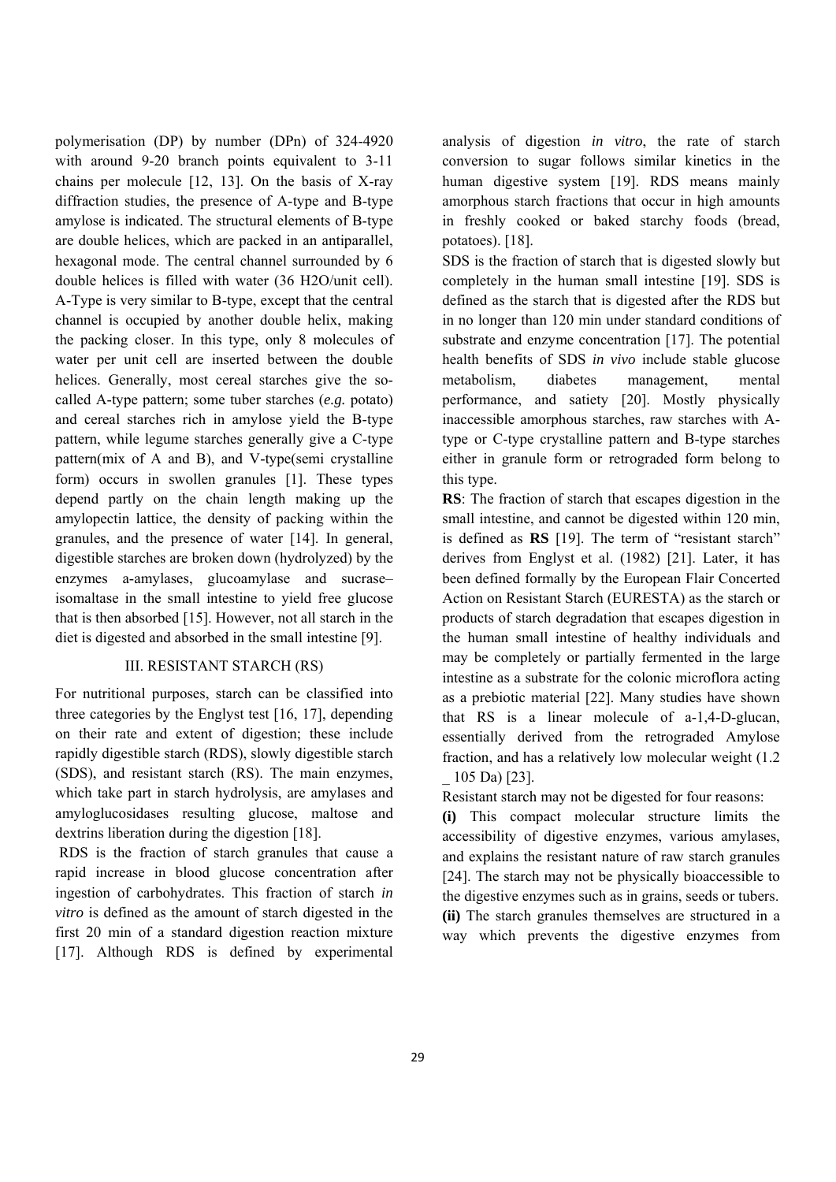polymerisation (DP) by number (DPn) of 324-4920 with around 9-20 branch points equivalent to 3-11 chains per molecule [12, 13]. On the basis of X-ray diffraction studies, the presence of A-type and B-type amylose is indicated. The structural elements of B-type are double helices, which are packed in an antiparallel, hexagonal mode. The central channel surrounded by 6 double helices is filled with water (36 $H_2O$/unit cell). A-Type is very similar to B-type, except that the central channel is occupied by another double helix, making the packing closer. In this type, only 8 molecules of water per unit cell are inserted between the double helices. Generally, most cereal starches give the so-called A-type pattern; some tuber starches (*e.g.* potato) and cereal starches rich in amylose yield the B-type pattern, while legume starches generally give a C-type pattern(mix of A and B), and V-type(semi crystalline form) occurs in swollen granules [1]. These types depend partly on the chain length making up the amylopectin lattice, the density of packing within the granules, and the presence of water [14]. In general, digestible starches are broken down (hydrolyzed) by the enzymes a-amylases, glucoamylase and sucrase–isomaltase in the small intestine to yield free glucose that is then absorbed [15]. However, not all starch in the diet is digested and absorbed in the small intestine [9].

## III. RESISTANT STARCH (RS)

For nutritional purposes, starch can be classified into three categories by the Englyst test [16, 17], depending on their rate and extent of digestion; these include rapidly digestible starch (RDS), slowly digestible starch (SDS), and resistant starch (RS). The main enzymes, which take part in starch hydrolysis, are amylases and amyloglucosidases resulting glucose, maltose and dextrins liberation during the digestion [18].

RDS is the fraction of starch granules that cause a rapid increase in blood glucose concentration after ingestion of carbohydrates. This fraction of starch *in vitro* is defined as the amount of starch digested in the first 20 min of a standard digestion reaction mixture [17]. Although RDS is defined by experimental analysis of digestion *in vitro*, the rate of starch conversion to sugar follows similar kinetics in the human digestive system [19]. RDS means mainly amorphous starch fractions that occur in high amounts in freshly cooked or baked starchy foods (bread, potatoes). [18].

SDS is the fraction of starch that is digested slowly but completely in the human small intestine [19]. SDS is defined as the starch that is digested after the RDS but in no longer than 120 min under standard conditions of substrate and enzyme concentration [17]. The potential health benefits of SDS *in vivo* include stable glucose metabolism, diabetes management, mental performance, and satiety [20]. Mostly physically inaccessible amorphous starches, raw starches with A-type or C-type crystalline pattern and B-type starches either in granule form or retrograded form belong to this type.

**RS**: The fraction of starch that escapes digestion in the small intestine, and cannot be digested within 120 min, is defined as **RS** [19]. The term of "resistant starch" derives from Englyst et al. (1982) [21]. Later, it has been defined formally by the European Flair Concerted Action on Resistant Starch (EURESTA) as the starch or products of starch degradation that escapes digestion in the human small intestine of healthy individuals and may be completely or partially fermented in the large intestine as a substrate for the colonic microflora acting as a prebiotic material [22]. Many studies have shown that RS is a linear molecule of a-1,4-D-glucan, essentially derived from the retrograded Amylose fraction, and has a relatively low molecular weight (1.2 _ 105 Da) [23].

Resistant starch may not be digested for four reasons:

**(i)** This compact molecular structure limits the accessibility of digestive enzymes, various amylases, and explains the resistant nature of raw starch granules [24]. The starch may not be physically bioaccessible to the digestive enzymes such as in grains, seeds or tubers.

**(ii)** The starch granules themselves are structured in a way which prevents the digestive enzymes from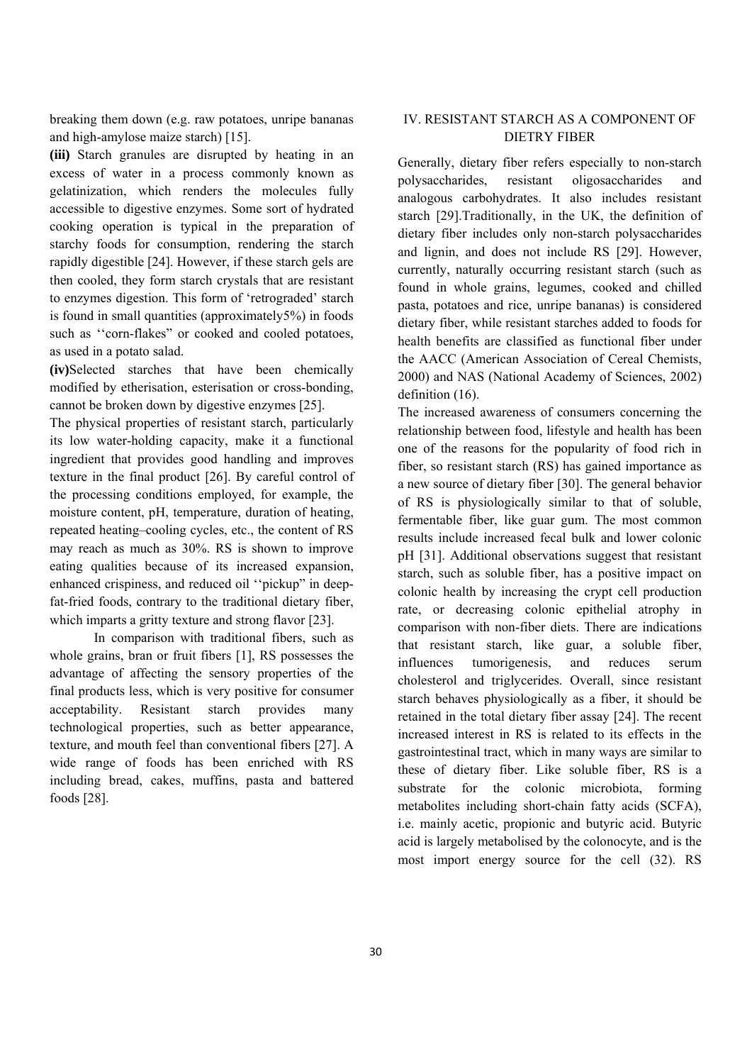breaking them down (e.g. raw potatoes, unripe bananas and high-amylose maize starch) [15].

**(iii)** Starch granules are disrupted by heating in an excess of water in a process commonly known as gelatinization, which renders the molecules fully accessible to digestive enzymes. Some sort of hydrated cooking operation is typical in the preparation of starchy foods for consumption, rendering the starch rapidly digestible [24]. However, if these starch gels are then cooled, they form starch crystals that are resistant to enzymes digestion. This form of 'retrograded' starch is found in small quantities (approximately5%) in foods such as ''corn-flakes" or cooked and cooled potatoes, as used in a potato salad.

**(iv)**Selected starches that have been chemically modified by etherisation, esterisation or cross-bonding, cannot be broken down by digestive enzymes [25].

The physical properties of resistant starch, particularly its low water-holding capacity, make it a functional ingredient that provides good handling and improves texture in the final product [26]. By careful control of the processing conditions employed, for example, the moisture content, pH, temperature, duration of heating, repeated heating–cooling cycles, etc., the content of RS may reach as much as 30%. RS is shown to improve eating qualities because of its increased expansion, enhanced crispiness, and reduced oil ''pickup" in deep-fat-fried foods, contrary to the traditional dietary fiber, which imparts a gritty texture and strong flavor [23].

In comparison with traditional fibers, such as whole grains, bran or fruit fibers [1], RS possesses the advantage of affecting the sensory properties of the final products less, which is very positive for consumer acceptability. Resistant starch provides many technological properties, such as better appearance, texture, and mouth feel than conventional fibers [27]. A wide range of foods has been enriched with RS including bread, cakes, muffins, pasta and battered foods [28].

## IV. RESISTANT STARCH AS A COMPONENT OF DIETRY FIBER

Generally, dietary fiber refers especially to non-starch polysaccharides, resistant oligosaccharides and analogous carbohydrates. It also includes resistant starch [29].Traditionally, in the UK, the definition of dietary fiber includes only non-starch polysaccharides and lignin, and does not include RS [29]. However, currently, naturally occurring resistant starch (such as found in whole grains, legumes, cooked and chilled pasta, potatoes and rice, unripe bananas) is considered dietary fiber, while resistant starches added to foods for health benefits are classified as functional fiber under the AACC (American Association of Cereal Chemists, 2000) and NAS (National Academy of Sciences, 2002) definition (16).

The increased awareness of consumers concerning the relationship between food, lifestyle and health has been one of the reasons for the popularity of food rich in fiber, so resistant starch (RS) has gained importance as a new source of dietary fiber [30]. The general behavior of RS is physiologically similar to that of soluble, fermentable fiber, like guar gum. The most common results include increased fecal bulk and lower colonic pH [31]. Additional observations suggest that resistant starch, such as soluble fiber, has a positive impact on colonic health by increasing the crypt cell production rate, or decreasing colonic epithelial atrophy in comparison with non-fiber diets. There are indications that resistant starch, like guar, a soluble fiber, influences tumorigenesis, and reduces serum cholesterol and triglycerides. Overall, since resistant starch behaves physiologically as a fiber, it should be retained in the total dietary fiber assay [24]. The recent increased interest in RS is related to its effects in the gastrointestinal tract, which in many ways are similar to these of dietary fiber. Like soluble fiber, RS is a substrate for the colonic microbiota, forming metabolites including short-chain fatty acids (SCFA), i.e. mainly acetic, propionic and butyric acid. Butyric acid is largely metabolised by the colonocyte, and is the most import energy source for the cell (32). RS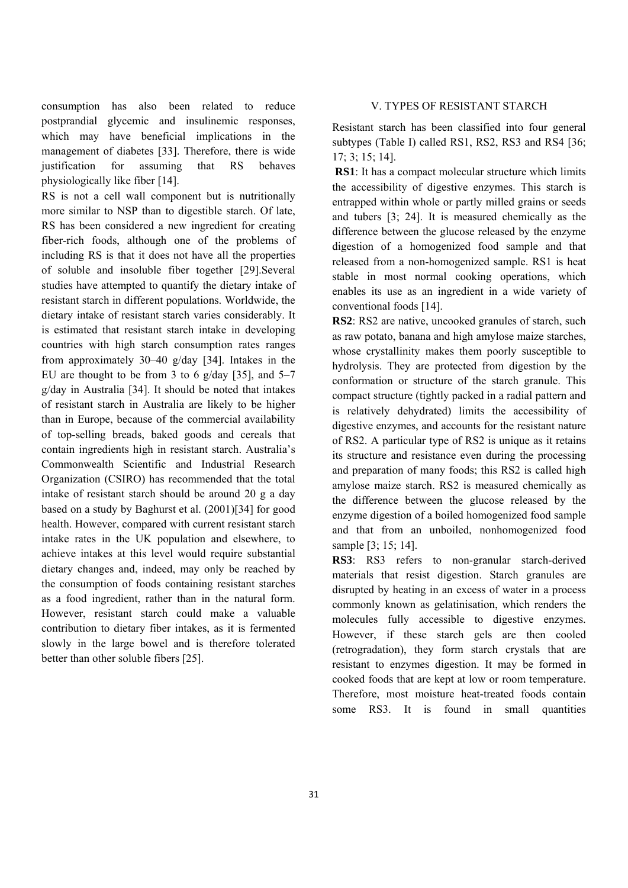consumption has also been related to reduce postprandial glycemic and insulinemic responses, which may have beneficial implications in the management of diabetes [33]. Therefore, there is wide justification for assuming that RS behaves physiologically like fiber [14].

RS is not a cell wall component but is nutritionally more similar to NSP than to digestible starch. Of late, RS has been considered a new ingredient for creating fiber-rich foods, although one of the problems of including RS is that it does not have all the properties of soluble and insoluble fiber together [29].Several studies have attempted to quantify the dietary intake of resistant starch in different populations. Worldwide, the dietary intake of resistant starch varies considerably. It is estimated that resistant starch intake in developing countries with high starch consumption rates ranges from approximately 30–40 g/day [34]. Intakes in the EU are thought to be from 3 to 6 g/day [35], and 5–7 g/day in Australia [34]. It should be noted that intakes of resistant starch in Australia are likely to be higher than in Europe, because of the commercial availability of top-selling breads, baked goods and cereals that contain ingredients high in resistant starch. Australia's Commonwealth Scientific and Industrial Research Organization (CSIRO) has recommended that the total intake of resistant starch should be around 20 g a day based on a study by Baghurst et al. (2001)[34] for good health. However, compared with current resistant starch intake rates in the UK population and elsewhere, to achieve intakes at this level would require substantial dietary changes and, indeed, may only be reached by the consumption of foods containing resistant starches as a food ingredient, rather than in the natural form. However, resistant starch could make a valuable contribution to dietary fiber intakes, as it is fermented slowly in the large bowel and is therefore tolerated better than other soluble fibers [25].

## V. TYPES OF RESISTANT STARCH

Resistant starch has been classified into four general subtypes (Table I) called RS1, RS2, RS3 and RS4 [36; 17; 3; 15; 14].

**RS1**: It has a compact molecular structure which limits the accessibility of digestive enzymes. This starch is entrapped within whole or partly milled grains or seeds and tubers [3; 24]. It is measured chemically as the difference between the glucose released by the enzyme digestion of a homogenized food sample and that released from a non-homogenized sample. RS1 is heat stable in most normal cooking operations, which enables its use as an ingredient in a wide variety of conventional foods [14].

**RS2**: RS2 are native, uncooked granules of starch, such as raw potato, banana and high amylose maize starches, whose crystallinity makes them poorly susceptible to hydrolysis. They are protected from digestion by the conformation or structure of the starch granule. This compact structure (tightly packed in a radial pattern and is relatively dehydrated) limits the accessibility of digestive enzymes, and accounts for the resistant nature of RS2. A particular type of RS2 is unique as it retains its structure and resistance even during the processing and preparation of many foods; this RS2 is called high amylose maize starch. RS2 is measured chemically as the difference between the glucose released by the enzyme digestion of a boiled homogenized food sample and that from an unboiled, nonhomogenized food sample [3; 15; 14].

**RS3**: RS3 refers to non-granular starch-derived materials that resist digestion. Starch granules are disrupted by heating in an excess of water in a process commonly known as gelatinisation, which renders the molecules fully accessible to digestive enzymes. However, if these starch gels are then cooled (retrogradation), they form starch crystals that are resistant to enzymes digestion. It may be formed in cooked foods that are kept at low or room temperature. Therefore, most moisture heat-treated foods contain some RS3. It is found in small quantities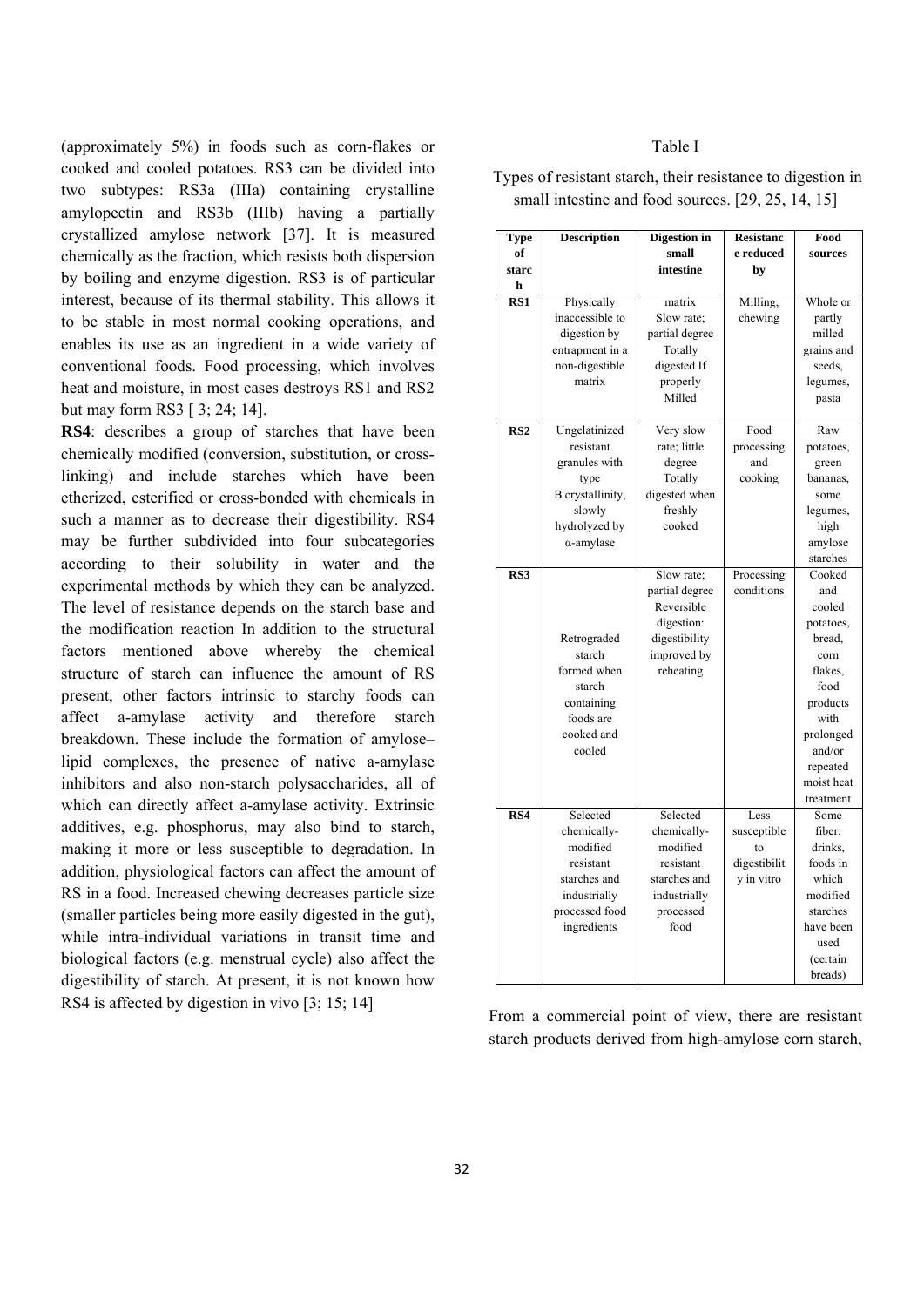(approximately 5%) in foods such as corn-flakes or cooked and cooled potatoes. RS3 can be divided into two subtypes: RS3a (IIIa) containing crystalline amylopectin and RS3b (IIIb) having a partially crystallized amylose network [37]. It is measured chemically as the fraction, which resists both dispersion by boiling and enzyme digestion. RS3 is of particular interest, because of its thermal stability. This allows it to be stable in most normal cooking operations, and enables its use as an ingredient in a wide variety of conventional foods. Food processing, which involves heat and moisture, in most cases destroys RS1 and RS2 but may form RS3 [ 3; 24; 14].

**RS4**: describes a group of starches that have been chemically modified (conversion, substitution, or cross-linking) and include starches which have been etherized, esterified or cross-bonded with chemicals in such a manner as to decrease their digestibility. RS4 may be further subdivided into four subcategories according to their solubility in water and the experimental methods by which they can be analyzed. The level of resistance depends on the starch base and the modification reaction In addition to the structural factors mentioned above whereby the chemical structure of starch can influence the amount of RS present, other factors intrinsic to starchy foods can affect a-amylase activity and therefore starch breakdown. These include the formation of amylose–lipid complexes, the presence of native a-amylase inhibitors and also non-starch polysaccharides, all of which can directly affect a-amylase activity. Extrinsic additives, e.g. phosphorus, may also bind to starch, making it more or less susceptible to degradation. In addition, physiological factors can affect the amount of RS in a food. Increased chewing decreases particle size (smaller particles being more easily digested in the gut), while intra-individual variations in transit time and biological factors (e.g. menstrual cycle) also affect the digestibility of starch. At present, it is not known how RS4 is affected by digestion in vivo [3; 15; 14]

Table I

Types of resistant starch, their resistance to digestion in small intestine and food sources. [29, 25, 14, 15]

| Type of starch | Description | Digestion in small intestine | Resistance reduced by | Food sources |
|---|---|---|---|---|
| **RS1** | Physically inaccessible to digestion by entrapment in a non-digestible matrix | matrix Slow rate; partial degree Totally digested If properly Milled | Milling, chewing | Whole or partly milled grains and seeds, legumes, pasta |
| **RS2** | Ungelatinized resistant granules with type B crystallinity, slowly hydrolyzed by α-amylase | Very slow rate; little degree Totally digested when freshly cooked | Food processing and cooking | Raw potatoes, green bananas, some legumes, high amylose starches |
| **RS3** | Retrograded starch formed when starch containing foods are cooked and cooled | Slow rate; partial degree Reversible digestion: digestibility improved by reheating | Processing conditions | Cooked and cooled potatoes, bread, corn flakes, food products with prolonged and/or repeated moist heat treatment |
| **RS4** | Selected chemically-modified resistant starches and industrially processed food ingredients | Selected chemically-modified resistant starches and industrially processed food | Less susceptible to digestibility in vitro | Some fiber: drinks, foods in which modified starches have been used (certain breads) |

From a commercial point of view, there are resistant starch products derived from high-amylose corn starch,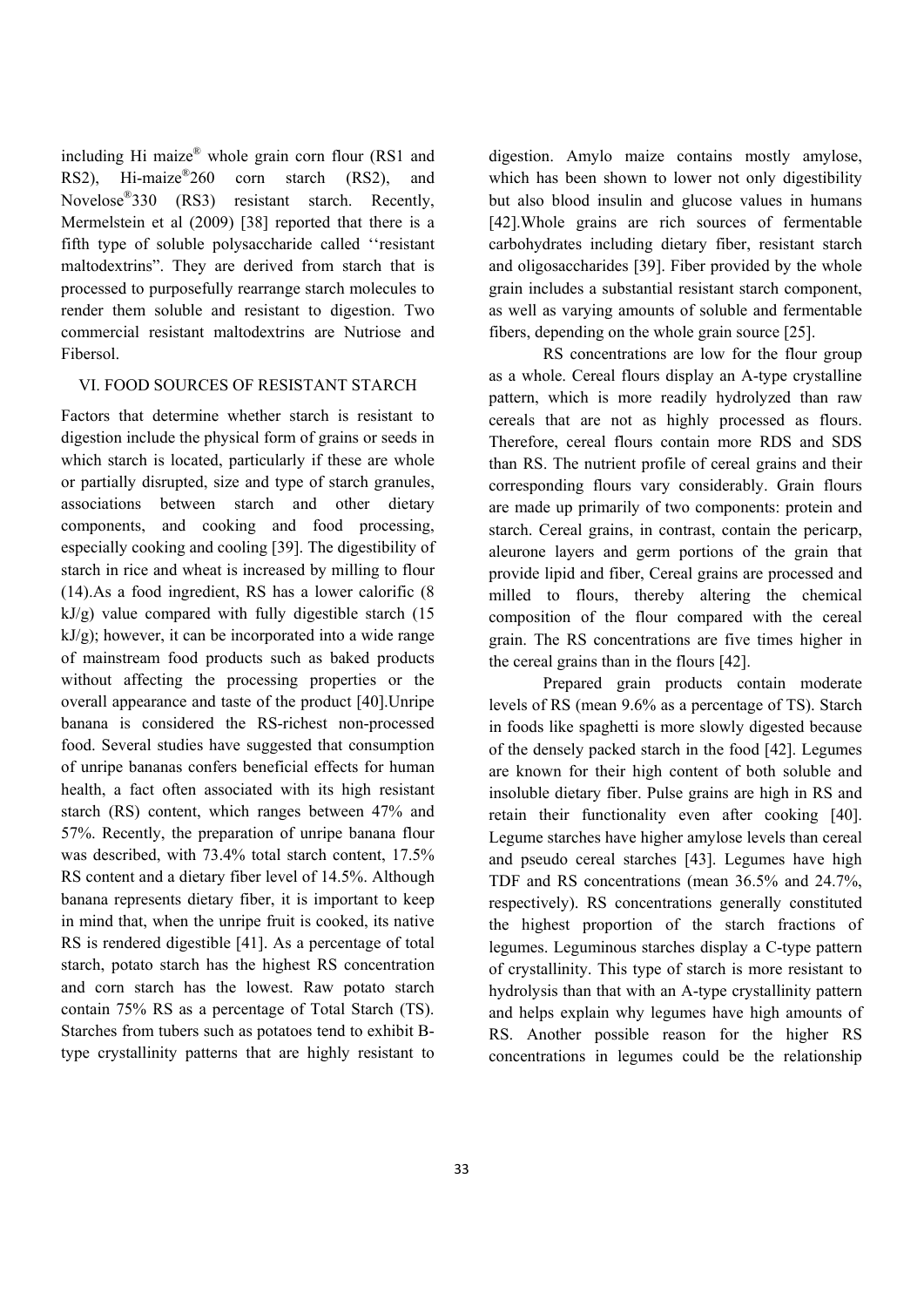including Hi maize® whole grain corn flour (RS1 and RS2), Hi-maize®260 corn starch (RS2), and Novelose®330 (RS3) resistant starch. Recently, Mermelstein et al (2009) [38] reported that there is a fifth type of soluble polysaccharide called ''resistant maltodextrins". They are derived from starch that is processed to purposefully rearrange starch molecules to render them soluble and resistant to digestion. Two commercial resistant maltodextrins are Nutriose and Fibersol.

## VI. FOOD SOURCES OF RESISTANT STARCH

Factors that determine whether starch is resistant to digestion include the physical form of grains or seeds in which starch is located, particularly if these are whole or partially disrupted, size and type of starch granules, associations between starch and other dietary components, and cooking and food processing, especially cooking and cooling [39]. The digestibility of starch in rice and wheat is increased by milling to flour (14).As a food ingredient, RS has a lower calorific (8 kJ/g) value compared with fully digestible starch (15 kJ/g); however, it can be incorporated into a wide range of mainstream food products such as baked products without affecting the processing properties or the overall appearance and taste of the product [40].Unripe banana is considered the RS-richest non-processed food. Several studies have suggested that consumption of unripe bananas confers beneficial effects for human health, a fact often associated with its high resistant starch (RS) content, which ranges between 47% and 57%. Recently, the preparation of unripe banana flour was described, with 73.4% total starch content, 17.5% RS content and a dietary fiber level of 14.5%. Although banana represents dietary fiber, it is important to keep in mind that, when the unripe fruit is cooked, its native RS is rendered digestible [41]. As a percentage of total starch, potato starch has the highest RS concentration and corn starch has the lowest. Raw potato starch contain 75% RS as a percentage of Total Starch (TS). Starches from tubers such as potatoes tend to exhibit B-type crystallinity patterns that are highly resistant to digestion. Amylo maize contains mostly amylose, which has been shown to lower not only digestibility but also blood insulin and glucose values in humans [42].Whole grains are rich sources of fermentable carbohydrates including dietary fiber, resistant starch and oligosaccharides [39]. Fiber provided by the whole grain includes a substantial resistant starch component, as well as varying amounts of soluble and fermentable fibers, depending on the whole grain source [25].

RS concentrations are low for the flour group as a whole. Cereal flours display an A-type crystalline pattern, which is more readily hydrolyzed than raw cereals that are not as highly processed as flours. Therefore, cereal flours contain more RDS and SDS than RS. The nutrient profile of cereal grains and their corresponding flours vary considerably. Grain flours are made up primarily of two components: protein and starch. Cereal grains, in contrast, contain the pericarp, aleurone layers and germ portions of the grain that provide lipid and fiber, Cereal grains are processed and milled to flours, thereby altering the chemical composition of the flour compared with the cereal grain. The RS concentrations are five times higher in the cereal grains than in the flours [42].

Prepared grain products contain moderate levels of RS (mean 9.6% as a percentage of TS). Starch in foods like spaghetti is more slowly digested because of the densely packed starch in the food [42]. Legumes are known for their high content of both soluble and insoluble dietary fiber. Pulse grains are high in RS and retain their functionality even after cooking [40]. Legume starches have higher amylose levels than cereal and pseudo cereal starches [43]. Legumes have high TDF and RS concentrations (mean 36.5% and 24.7%, respectively). RS concentrations generally constituted the highest proportion of the starch fractions of legumes. Leguminous starches display a C-type pattern of crystallinity. This type of starch is more resistant to hydrolysis than that with an A-type crystallinity pattern and helps explain why legumes have high amounts of RS. Another possible reason for the higher RS concentrations in legumes could be the relationship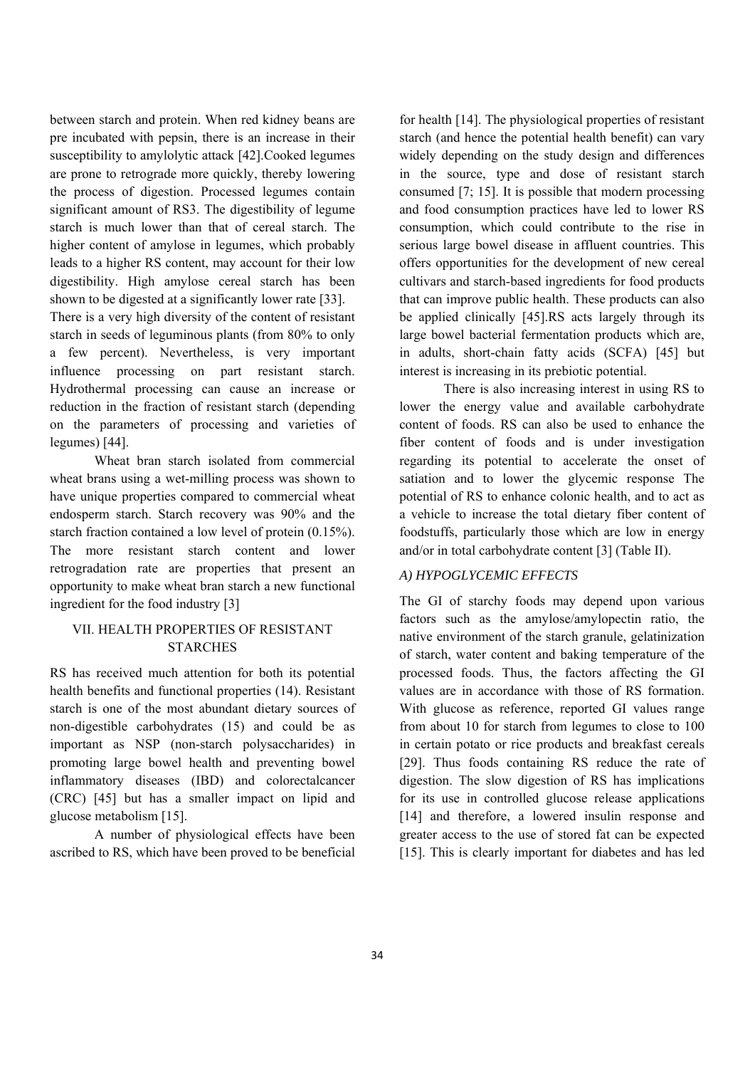between starch and protein. When red kidney beans are pre incubated with pepsin, there is an increase in their susceptibility to amylolytic attack [42].Cooked legumes are prone to retrograde more quickly, thereby lowering the process of digestion. Processed legumes contain significant amount of RS3. The digestibility of legume starch is much lower than that of cereal starch. The higher content of amylose in legumes, which probably leads to a higher RS content, may account for their low digestibility. High amylose cereal starch has been shown to be digested at a significantly lower rate [33].

There is a very high diversity of the content of resistant starch in seeds of leguminous plants (from 80% to only a few percent). Nevertheless, is very important influence processing on part resistant starch. Hydrothermal processing can cause an increase or reduction in the fraction of resistant starch (depending on the parameters of processing and varieties of legumes) [44].

Wheat bran starch isolated from commercial wheat brans using a wet-milling process was shown to have unique properties compared to commercial wheat endosperm starch. Starch recovery was 90% and the starch fraction contained a low level of protein (0.15%). The more resistant starch content and lower retrogradation rate are properties that present an opportunity to make wheat bran starch a new functional ingredient for the food industry [3]

## VII. HEALTH PROPERTIES OF RESISTANT STARCHES

RS has received much attention for both its potential health benefits and functional properties (14). Resistant starch is one of the most abundant dietary sources of non-digestible carbohydrates (15) and could be as important as NSP (non-starch polysaccharides) in promoting large bowel health and preventing bowel inflammatory diseases (IBD) and colorectalcancer (CRC) [45] but has a smaller impact on lipid and glucose metabolism [15].

A number of physiological effects have been ascribed to RS, which have been proved to be beneficial for health [14]. The physiological properties of resistant starch (and hence the potential health benefit) can vary widely depending on the study design and differences in the source, type and dose of resistant starch consumed [7; 15]. It is possible that modern processing and food consumption practices have led to lower RS consumption, which could contribute to the rise in serious large bowel disease in affluent countries. This offers opportunities for the development of new cereal cultivars and starch-based ingredients for food products that can improve public health. These products can also be applied clinically [45].RS acts largely through its large bowel bacterial fermentation products which are, in adults, short-chain fatty acids (SCFA) [45] but interest is increasing in its prebiotic potential.

There is also increasing interest in using RS to lower the energy value and available carbohydrate content of foods. RS can also be used to enhance the fiber content of foods and is under investigation regarding its potential to accelerate the onset of satiation and to lower the glycemic response The potential of RS to enhance colonic health, and to act as a vehicle to increase the total dietary fiber content of foodstuffs, particularly those which are low in energy and/or in total carbohydrate content [3] (Table II).

### *A) HYPOGLYCEMIC EFFECTS*

The GI of starchy foods may depend upon various factors such as the amylose/amylopectin ratio, the native environment of the starch granule, gelatinization of starch, water content and baking temperature of the processed foods. Thus, the factors affecting the GI values are in accordance with those of RS formation. With glucose as reference, reported GI values range from about 10 for starch from legumes to close to 100 in certain potato or rice products and breakfast cereals [29]. Thus foods containing RS reduce the rate of digestion. The slow digestion of RS has implications for its use in controlled glucose release applications [14] and therefore, a lowered insulin response and greater access to the use of stored fat can be expected [15]. This is clearly important for diabetes and has led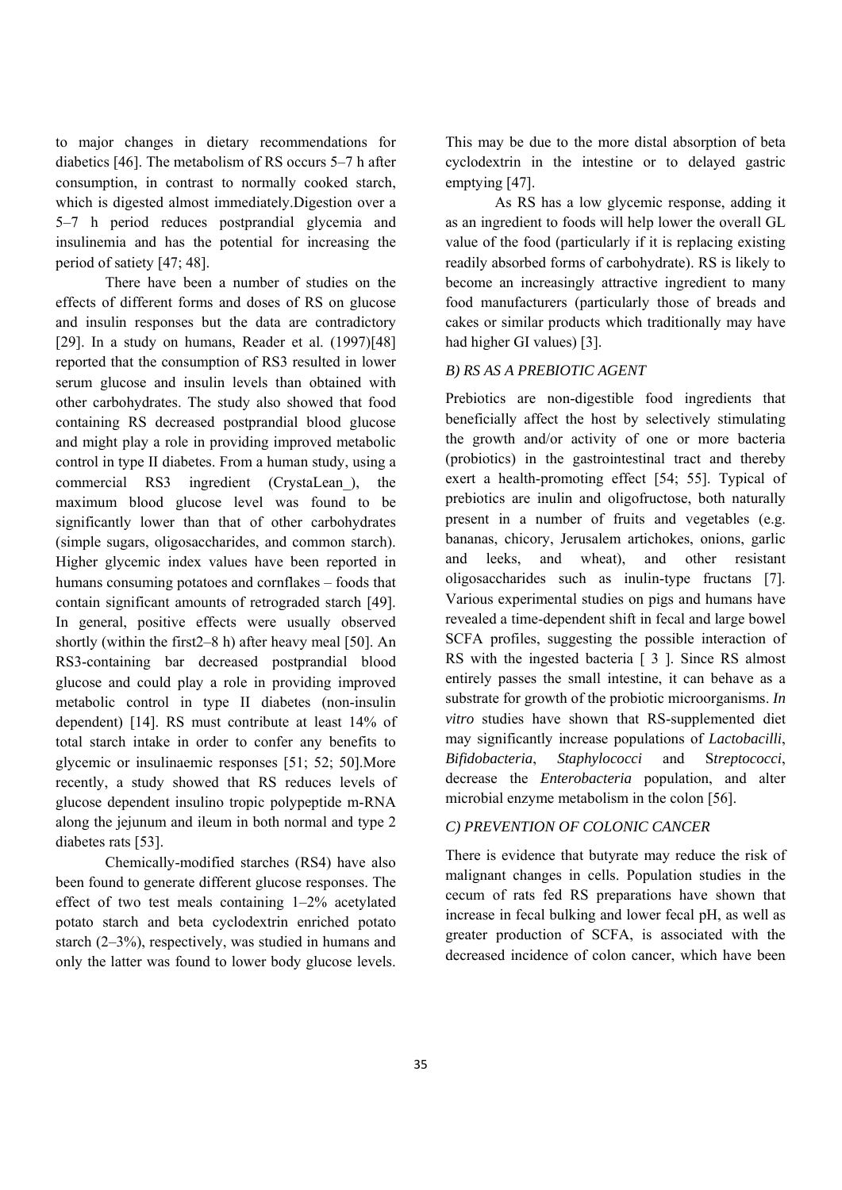to major changes in dietary recommendations for diabetics [46]. The metabolism of RS occurs 5–7 h after consumption, in contrast to normally cooked starch, which is digested almost immediately.Digestion over a 5–7 h period reduces postprandial glycemia and insulinemia and has the potential for increasing the period of satiety [47; 48].

There have been a number of studies on the effects of different forms and doses of RS on glucose and insulin responses but the data are contradictory [29]. In a study on humans, Reader et al. (1997)[48] reported that the consumption of RS3 resulted in lower serum glucose and insulin levels than obtained with other carbohydrates. The study also showed that food containing RS decreased postprandial blood glucose and might play a role in providing improved metabolic control in type II diabetes. From a human study, using a commercial RS3 ingredient (CrystaLean_), the maximum blood glucose level was found to be significantly lower than that of other carbohydrates (simple sugars, oligosaccharides, and common starch). Higher glycemic index values have been reported in humans consuming potatoes and cornflakes – foods that contain significant amounts of retrograded starch [49]. In general, positive effects were usually observed shortly (within the first2–8 h) after heavy meal [50]. An RS3-containing bar decreased postprandial blood glucose and could play a role in providing improved metabolic control in type II diabetes (non-insulin dependent) [14]. RS must contribute at least 14% of total starch intake in order to confer any benefits to glycemic or insulinaemic responses [51; 52; 50].More recently, a study showed that RS reduces levels of glucose dependent insulino tropic polypeptide m-RNA along the jejunum and ileum in both normal and type 2 diabetes rats [53].

Chemically-modified starches (RS4) have also been found to generate different glucose responses. The effect of two test meals containing 1–2% acetylated potato starch and beta cyclodextrin enriched potato starch (2–3%), respectively, was studied in humans and only the latter was found to lower body glucose levels. This may be due to the more distal absorption of beta cyclodextrin in the intestine or to delayed gastric emptying [47].

As RS has a low glycemic response, adding it as an ingredient to foods will help lower the overall GL value of the food (particularly if it is replacing existing readily absorbed forms of carbohydrate). RS is likely to become an increasingly attractive ingredient to many food manufacturers (particularly those of breads and cakes or similar products which traditionally may have had higher GI values) [3].

### *B) RS AS A PREBIOTIC AGENT*

Prebiotics are non-digestible food ingredients that beneficially affect the host by selectively stimulating the growth and/or activity of one or more bacteria (probiotics) in the gastrointestinal tract and thereby exert a health-promoting effect [54; 55]. Typical of prebiotics are inulin and oligofructose, both naturally present in a number of fruits and vegetables (e.g. bananas, chicory, Jerusalem artichokes, onions, garlic and leeks, and wheat), and other resistant oligosaccharides such as inulin-type fructans [7]. Various experimental studies on pigs and humans have revealed a time-dependent shift in fecal and large bowel SCFA profiles, suggesting the possible interaction of RS with the ingested bacteria [ 3 ]. Since RS almost entirely passes the small intestine, it can behave as a substrate for growth of the probiotic microorganisms. *In vitro* studies have shown that RS-supplemented diet may significantly increase populations of *Lactobacilli*, *Bifidobacteria*, *Staphylococci* and S*treptococci*, decrease the *Enterobacteria* population, and alter microbial enzyme metabolism in the colon [56].

### *C) PREVENTION OF COLONIC CANCER*

There is evidence that butyrate may reduce the risk of malignant changes in cells. Population studies in the cecum of rats fed RS preparations have shown that increase in fecal bulking and lower fecal pH, as well as greater production of SCFA, is associated with the decreased incidence of colon cancer, which have been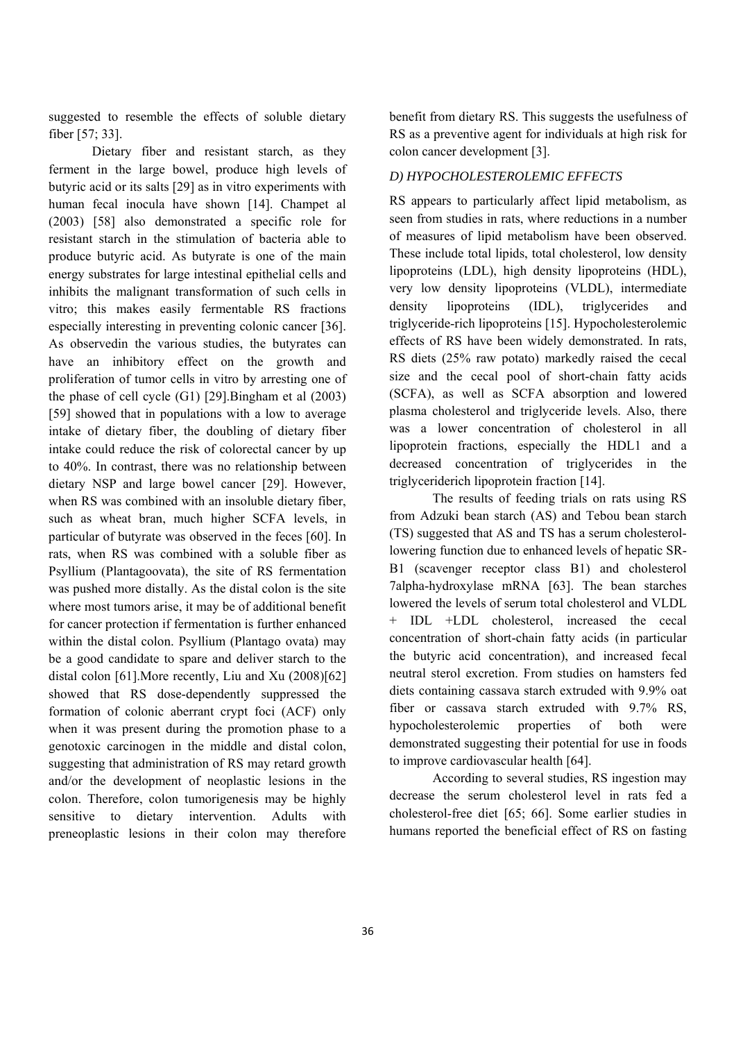suggested to resemble the effects of soluble dietary fiber [57; 33].

Dietary fiber and resistant starch, as they ferment in the large bowel, produce high levels of butyric acid or its salts [29] as in vitro experiments with human fecal inocula have shown [14]. Champet al (2003) [58] also demonstrated a specific role for resistant starch in the stimulation of bacteria able to produce butyric acid. As butyrate is one of the main energy substrates for large intestinal epithelial cells and inhibits the malignant transformation of such cells in vitro; this makes easily fermentable RS fractions especially interesting in preventing colonic cancer [36]. As observedin the various studies, the butyrates can have an inhibitory effect on the growth and proliferation of tumor cells in vitro by arresting one of the phase of cell cycle (G1) [29].Bingham et al (2003) [59] showed that in populations with a low to average intake of dietary fiber, the doubling of dietary fiber intake could reduce the risk of colorectal cancer by up to 40%. In contrast, there was no relationship between dietary NSP and large bowel cancer [29]. However, when RS was combined with an insoluble dietary fiber, such as wheat bran, much higher SCFA levels, in particular of butyrate was observed in the feces [60]. In rats, when RS was combined with a soluble fiber as Psyllium (Plantagoovata), the site of RS fermentation was pushed more distally. As the distal colon is the site where most tumors arise, it may be of additional benefit for cancer protection if fermentation is further enhanced within the distal colon. Psyllium (Plantago ovata) may be a good candidate to spare and deliver starch to the distal colon [61].More recently, Liu and Xu (2008)[62] showed that RS dose-dependently suppressed the formation of colonic aberrant crypt foci (ACF) only when it was present during the promotion phase to a genotoxic carcinogen in the middle and distal colon, suggesting that administration of RS may retard growth and/or the development of neoplastic lesions in the colon. Therefore, colon tumorigenesis may be highly sensitive to dietary intervention. Adults with preneoplastic lesions in their colon may therefore benefit from dietary RS. This suggests the usefulness of RS as a preventive agent for individuals at high risk for colon cancer development [3].

### *D) HYPOCHOLESTEROLEMIC EFFECTS*

RS appears to particularly affect lipid metabolism, as seen from studies in rats, where reductions in a number of measures of lipid metabolism have been observed. These include total lipids, total cholesterol, low density lipoproteins (LDL), high density lipoproteins (HDL), very low density lipoproteins (VLDL), intermediate density lipoproteins (IDL), triglycerides and triglyceride-rich lipoproteins [15]. Hypocholesterolemic effects of RS have been widely demonstrated. In rats, RS diets (25% raw potato) markedly raised the cecal size and the cecal pool of short-chain fatty acids (SCFA), as well as SCFA absorption and lowered plasma cholesterol and triglyceride levels. Also, there was a lower concentration of cholesterol in all lipoprotein fractions, especially the HDL1 and a decreased concentration of triglycerides in the triglyceriderich lipoprotein fraction [14].

The results of feeding trials on rats using RS from Adzuki bean starch (AS) and Tebou bean starch (TS) suggested that AS and TS has a serum cholesterol-lowering function due to enhanced levels of hepatic SR-B1 (scavenger receptor class B1) and cholesterol 7alpha-hydroxylase mRNA [63]. The bean starches lowered the levels of serum total cholesterol and VLDL + IDL +LDL cholesterol, increased the cecal concentration of short-chain fatty acids (in particular the butyric acid concentration), and increased fecal neutral sterol excretion. From studies on hamsters fed diets containing cassava starch extruded with 9.9% oat fiber or cassava starch extruded with 9.7% RS, hypocholesterolemic properties of both were demonstrated suggesting their potential for use in foods to improve cardiovascular health [64].

According to several studies, RS ingestion may decrease the serum cholesterol level in rats fed a cholesterol-free diet [65; 66]. Some earlier studies in humans reported the beneficial effect of RS on fasting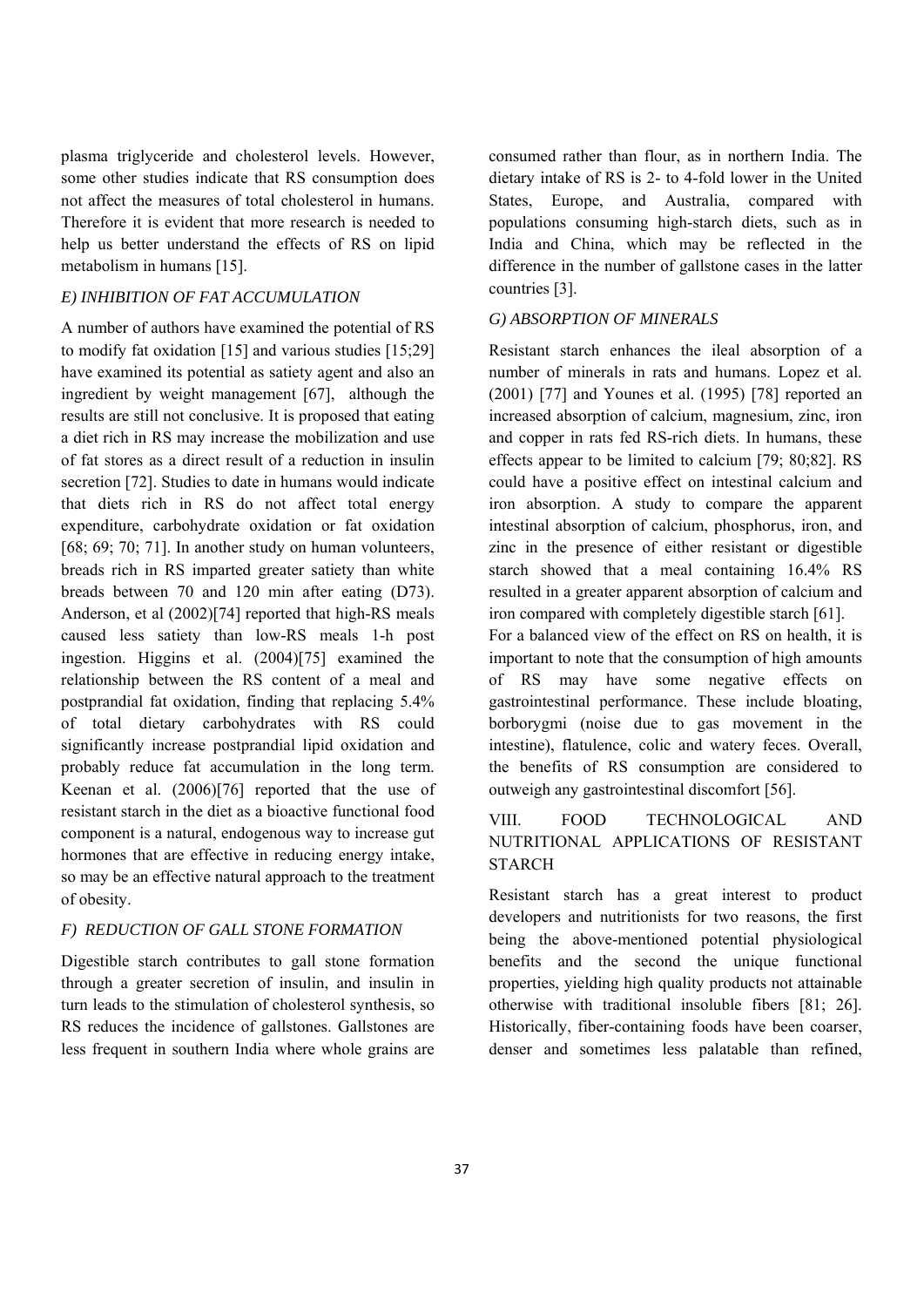plasma triglyceride and cholesterol levels. However, some other studies indicate that RS consumption does not affect the measures of total cholesterol in humans. Therefore it is evident that more research is needed to help us better understand the effects of RS on lipid metabolism in humans [15].

### *E) INHIBITION OF FAT ACCUMULATION*

A number of authors have examined the potential of RS to modify fat oxidation [15] and various studies [15;29] have examined its potential as satiety agent and also an ingredient by weight management [67], although the results are still not conclusive. It is proposed that eating a diet rich in RS may increase the mobilization and use of fat stores as a direct result of a reduction in insulin secretion [72]. Studies to date in humans would indicate that diets rich in RS do not affect total energy expenditure, carbohydrate oxidation or fat oxidation [68; 69; 70; 71]. In another study on human volunteers, breads rich in RS imparted greater satiety than white breads between 70 and 120 min after eating (D73). Anderson, et al (2002)[74] reported that high-RS meals caused less satiety than low-RS meals 1-h post ingestion. Higgins et al. (2004)[75] examined the relationship between the RS content of a meal and postprandial fat oxidation, finding that replacing 5.4% of total dietary carbohydrates with RS could significantly increase postprandial lipid oxidation and probably reduce fat accumulation in the long term. Keenan et al. (2006)[76] reported that the use of resistant starch in the diet as a bioactive functional food component is a natural, endogenous way to increase gut hormones that are effective in reducing energy intake, so may be an effective natural approach to the treatment of obesity.

### *F) REDUCTION OF GALL STONE FORMATION*

Digestible starch contributes to gall stone formation through a greater secretion of insulin, and insulin in turn leads to the stimulation of cholesterol synthesis, so RS reduces the incidence of gallstones. Gallstones are less frequent in southern India where whole grains are consumed rather than flour, as in northern India. The dietary intake of RS is 2- to 4-fold lower in the United States, Europe, and Australia, compared with populations consuming high-starch diets, such as in India and China, which may be reflected in the difference in the number of gallstone cases in the latter countries [3].

### *G) ABSORPTION OF MINERALS*

Resistant starch enhances the ileal absorption of a number of minerals in rats and humans. Lopez et al. (2001) [77] and Younes et al. (1995) [78] reported an increased absorption of calcium, magnesium, zinc, iron and copper in rats fed RS-rich diets. In humans, these effects appear to be limited to calcium [79; 80;82]. RS could have a positive effect on intestinal calcium and iron absorption. A study to compare the apparent intestinal absorption of calcium, phosphorus, iron, and zinc in the presence of either resistant or digestible starch showed that a meal containing 16.4% RS resulted in a greater apparent absorption of calcium and iron compared with completely digestible starch [61].

For a balanced view of the effect on RS on health, it is important to note that the consumption of high amounts of RS may have some negative effects on gastrointestinal performance. These include bloating, borborygmi (noise due to gas movement in the intestine), flatulence, colic and watery feces. Overall, the benefits of RS consumption are considered to outweigh any gastrointestinal discomfort [56].

## VIII. FOOD TECHNOLOGICAL AND NUTRITIONAL APPLICATIONS OF RESISTANT STARCH

Resistant starch has a great interest to product developers and nutritionists for two reasons, the first being the above-mentioned potential physiological benefits and the second the unique functional properties, yielding high quality products not attainable otherwise with traditional insoluble fibers [81; 26]. Historically, fiber-containing foods have been coarser, denser and sometimes less palatable than refined,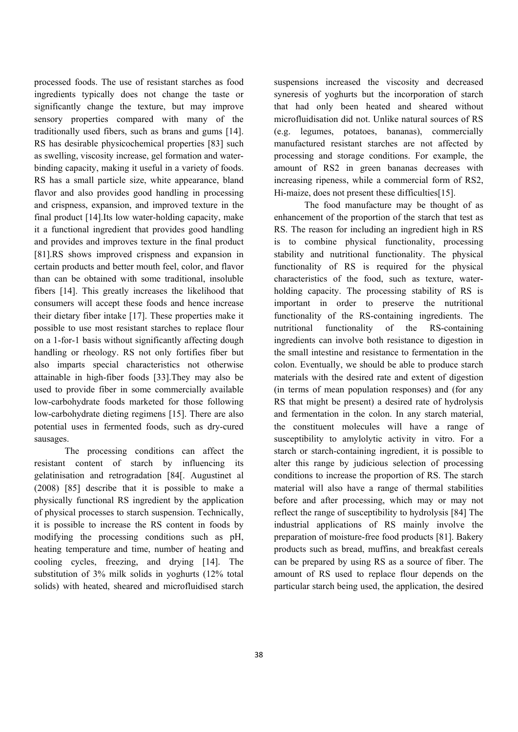processed foods. The use of resistant starches as food ingredients typically does not change the taste or significantly change the texture, but may improve sensory properties compared with many of the traditionally used fibers, such as brans and gums [14]. RS has desirable physicochemical properties [83] such as swelling, viscosity increase, gel formation and water-binding capacity, making it useful in a variety of foods. RS has a small particle size, white appearance, bland flavor and also provides good handling in processing and crispness, expansion, and improved texture in the final product [14].Its low water-holding capacity, make it a functional ingredient that provides good handling and provides and improves texture in the final product [81].RS shows improved crispness and expansion in certain products and better mouth feel, color, and flavor than can be obtained with some traditional, insoluble fibers [14]. This greatly increases the likelihood that consumers will accept these foods and hence increase their dietary fiber intake [17]. These properties make it possible to use most resistant starches to replace flour on a 1-for-1 basis without significantly affecting dough handling or rheology. RS not only fortifies fiber but also imparts special characteristics not otherwise attainable in high-fiber foods [33].They may also be used to provide fiber in some commercially available low-carbohydrate foods marketed for those following low-carbohydrate dieting regimens [15]. There are also potential uses in fermented foods, such as dry-cured sausages.

The processing conditions can affect the resistant content of starch by influencing its gelatinisation and retrogradation [84[. Augustinet al (2008) [85] describe that it is possible to make a physically functional RS ingredient by the application of physical processes to starch suspension. Technically, it is possible to increase the RS content in foods by modifying the processing conditions such as pH, heating temperature and time, number of heating and cooling cycles, freezing, and drying [14]. The substitution of 3% milk solids in yoghurts (12% total solids) with heated, sheared and microfluidised starch suspensions increased the viscosity and decreased syneresis of yoghurts but the incorporation of starch that had only been heated and sheared without microfluidisation did not. Unlike natural sources of RS (e.g. legumes, potatoes, bananas), commercially manufactured resistant starches are not affected by processing and storage conditions. For example, the amount of RS2 in green bananas decreases with increasing ripeness, while a commercial form of RS2, Hi-maize, does not present these difficulties[15].

The food manufacture may be thought of as enhancement of the proportion of the starch that test as RS. The reason for including an ingredient high in RS is to combine physical functionality, processing stability and nutritional functionality. The physical functionality of RS is required for the physical characteristics of the food, such as texture, water-holding capacity. The processing stability of RS is important in order to preserve the nutritional functionality of the RS-containing ingredients. The nutritional functionality of the RS-containing ingredients can involve both resistance to digestion in the small intestine and resistance to fermentation in the colon. Eventually, we should be able to produce starch materials with the desired rate and extent of digestion (in terms of mean population responses) and (for any RS that might be present) a desired rate of hydrolysis and fermentation in the colon. In any starch material, the constituent molecules will have a range of susceptibility to amylolytic activity in vitro. For a starch or starch-containing ingredient, it is possible to alter this range by judicious selection of processing conditions to increase the proportion of RS. The starch material will also have a range of thermal stabilities before and after processing, which may or may not reflect the range of susceptibility to hydrolysis [84] The industrial applications of RS mainly involve the preparation of moisture-free food products [81]. Bakery products such as bread, muffins, and breakfast cereals can be prepared by using RS as a source of fiber. The amount of RS used to replace flour depends on the particular starch being used, the application, the desired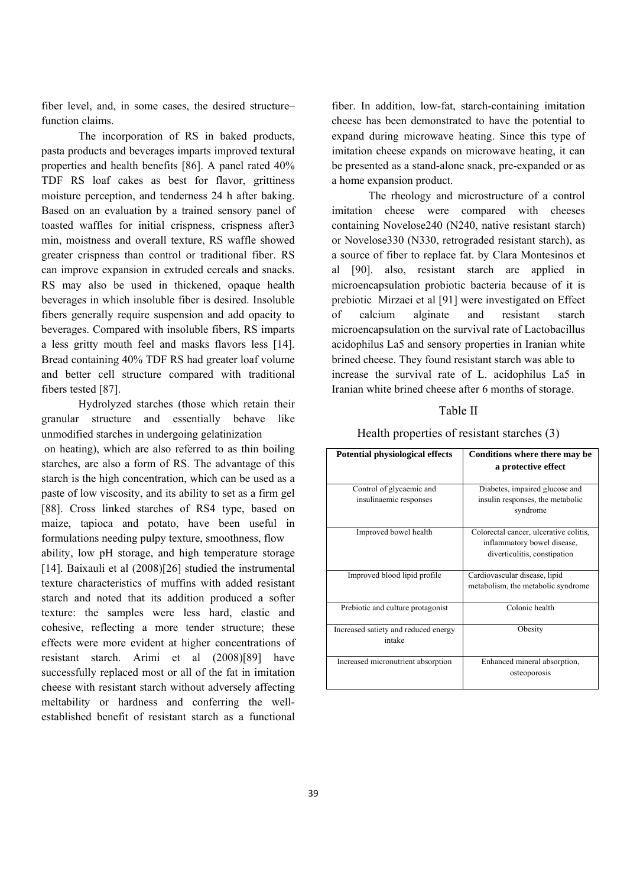fiber level, and, in some cases, the desired structure–function claims.

The incorporation of RS in baked products, pasta products and beverages imparts improved textural properties and health benefits [86]. A panel rated 40% TDF RS loaf cakes as best for flavor, grittiness moisture perception, and tenderness 24 h after baking. Based on an evaluation by a trained sensory panel of toasted waffles for initial crispness, crispness after3 min, moistness and overall texture, RS waffle showed greater crispness than control or traditional fiber. RS can improve expansion in extruded cereals and snacks. RS may also be used in thickened, opaque health beverages in which insoluble fiber is desired. Insoluble fibers generally require suspension and add opacity to beverages. Compared with insoluble fibers, RS imparts a less gritty mouth feel and masks flavors less [14]. Bread containing 40% TDF RS had greater loaf volume and better cell structure compared with traditional fibers tested [87].

Hydrolyzed starches (those which retain their granular structure and essentially behave like unmodified starches in undergoing gelatinization on heating), which are also referred to as thin boiling starches, are also a form of RS. The advantage of this starch is the high concentration, which can be used as a paste of low viscosity, and its ability to set as a firm gel [88]. Cross linked starches of RS4 type, based on maize, tapioca and potato, have been useful in formulations needing pulpy texture, smoothness, flow ability, low pH storage, and high temperature storage [14]. Baixauli et al (2008)[26] studied the instrumental texture characteristics of muffins with added resistant starch and noted that its addition produced a softer texture: the samples were less hard, elastic and cohesive, reflecting a more tender structure; these effects were more evident at higher concentrations of resistant starch. Arimi et al (2008)[89] have successfully replaced most or all of the fat in imitation cheese with resistant starch without adversely affecting meltability or hardness and conferring the well-established benefit of resistant starch as a functional fiber. In addition, low-fat, starch-containing imitation cheese has been demonstrated to have the potential to expand during microwave heating. Since this type of imitation cheese expands on microwave heating, it can be presented as a stand-alone snack, pre-expanded or as a home expansion product.

The rheology and microstructure of a control imitation cheese were compared with cheeses containing Novelose240 (N240, native resistant starch) or Novelose330 (N330, retrograded resistant starch), as a source of fiber to replace fat. by Clara Montesinos et al [90]. also, resistant starch are applied in microencapsulation probiotic bacteria because of it is prebiotic Mirzaei et al [91] were investigated on Effect of calcium alginate and resistant starch microencapsulation on the survival rate of Lactobacillus acidophilus La5 and sensory properties in Iranian white brined cheese. They found resistant starch was able to increase the survival rate of L. acidophilus La5 in Iranian white brined cheese after 6 months of storage.

Table II

Health properties of resistant starches (3)

| Potential physiological effects | Conditions where there may be a protective effect |
|---|---|
| Control of glycaemic and insulinaemic responses | Diabetes, impaired glucose and insulin responses, the metabolic syndrome |
| Improved bowel health | Colorectal cancer, ulcerative colitis, inflammatory bowel disease, diverticulitis, constipation |
| Improved blood lipid profile | Cardiovascular disease, lipid metabolism, the metabolic syndrome |
| Prebiotic and culture protagonist | Colonic health |
| Increased satiety and reduced energy intake | Obesity |
| Increased micronutrient absorption | Enhanced mineral absorption, osteoporosis |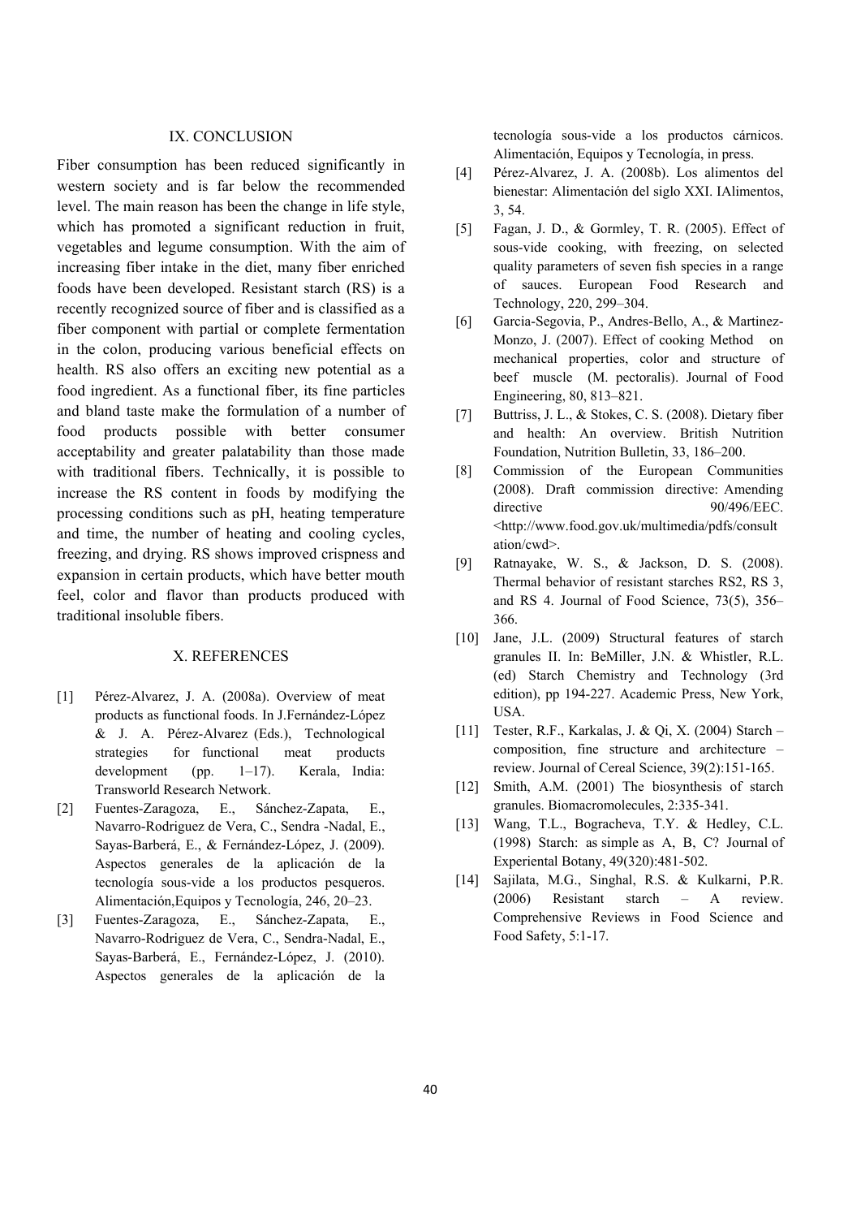## IX. CONCLUSION

Fiber consumption has been reduced significantly in western society and is far below the recommended level. The main reason has been the change in life style, which has promoted a significant reduction in fruit, vegetables and legume consumption. With the aim of increasing fiber intake in the diet, many fiber enriched foods have been developed. Resistant starch (RS) is a recently recognized source of fiber and is classified as a fiber component with partial or complete fermentation in the colon, producing various beneficial effects on health. RS also offers an exciting new potential as a food ingredient. As a functional fiber, its fine particles and bland taste make the formulation of a number of food products possible with better consumer acceptability and greater palatability than those made with traditional fibers. Technically, it is possible to increase the RS content in foods by modifying the processing conditions such as pH, heating temperature and time, the number of heating and cooling cycles, freezing, and drying. RS shows improved crispness and expansion in certain products, which have better mouth feel, color and flavor than products produced with traditional insoluble fibers.

## X. REFERENCES

[1] Pérez-Alvarez, J. A. (2008a). Overview of meat products as functional foods. In J.Fernández-López & J. A. Pérez-Alvarez (Eds.), Technological strategies for functional meat products development (pp. 1–17). Kerala, India: Transworld Research Network.

[2] Fuentes-Zaragoza, E., Sánchez-Zapata, E., Navarro-Rodriguez de Vera, C., Sendra -Nadal, E., Sayas-Barberá, E., & Fernández-López, J. (2009). Aspectos generales de la aplicación de la tecnología sous-vide a los productos pesqueros. Alimentación,Equipos y Tecnología, 246, 20–23.

[3] Fuentes-Zaragoza, E., Sánchez-Zapata, E., Navarro-Rodriguez de Vera, C., Sendra-Nadal, E., Sayas-Barberá, E., Fernández-López, J. (2010). Aspectos generales de la aplicación de la tecnología sous-vide a los productos cárnicos. Alimentación, Equipos y Tecnología, in press.

[4] Pérez-Alvarez, J. A. (2008b). Los alimentos del bienestar: Alimentación del siglo XXI. IAlimentos, 3, 54.

[5] Fagan, J. D., & Gormley, T. R. (2005). Effect of sous-vide cooking, with freezing, on selected quality parameters of seven fish species in a range of sauces. European Food Research and Technology, 220, 299–304.

[6] Garcia-Segovia, P., Andres-Bello, A., & Martinez-Monzo, J. (2007). Effect of cooking Method on mechanical properties, color and structure of beef muscle (M. pectoralis). Journal of Food Engineering, 80, 813–821.

[7] Buttriss, J. L., & Stokes, C. S. (2008). Dietary fiber and health: An overview. British Nutrition Foundation, Nutrition Bulletin, 33, 186–200.

[8] Commission of the European Communities (2008). Draft commission directive: Amending directive 90/496/EEC. <http://www.food.gov.uk/multimedia/pdfs/consultation/cwd>.

[9] Ratnayake, W. S., & Jackson, D. S. (2008). Thermal behavior of resistant starches RS2, RS 3, and RS 4. Journal of Food Science, 73(5), 356–366.

[10] Jane, J.L. (2009) Structural features of starch granules II. In: BeMiller, J.N. & Whistler, R.L. (ed) Starch Chemistry and Technology (3rd edition), pp 194-227. Academic Press, New York, USA.

[11] Tester, R.F., Karkalas, J. & Qi, X. (2004) Starch – composition, fine structure and architecture – review. Journal of Cereal Science, 39(2):151-165.

[12] Smith, A.M. (2001) The biosynthesis of starch granules. Biomacromolecules, 2:335-341.

[13] Wang, T.L., Bogracheva, T.Y. & Hedley, C.L. (1998) Starch: as simple as A, B, C? Journal of Experiental Botany, 49(320):481-502.

[14] Sajilata, M.G., Singhal, R.S. & Kulkarni, P.R. (2006) Resistant starch – A review. Comprehensive Reviews in Food Science and Food Safety, 5:1-17.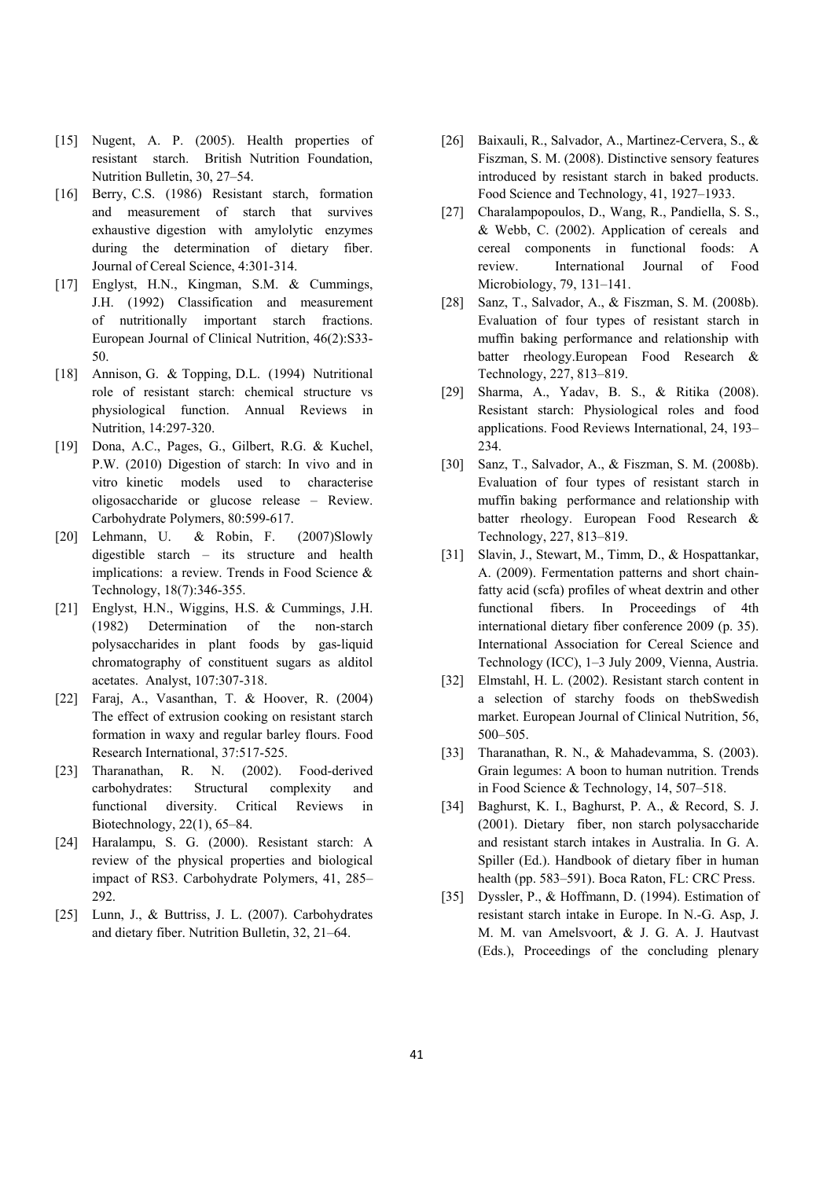[15] Nugent, A. P. (2005). Health properties of resistant starch. British Nutrition Foundation, Nutrition Bulletin, 30, 27–54.

[16] Berry, C.S. (1986) Resistant starch, formation and measurement of starch that survives exhaustive digestion with amylolytic enzymes during the determination of dietary fiber. Journal of Cereal Science, 4:301-314.

[17] Englyst, H.N., Kingman, S.M. & Cummings, J.H. (1992) Classification and measurement of nutritionally important starch fractions. European Journal of Clinical Nutrition, 46(2):S33-50.

[18] Annison, G. & Topping, D.L. (1994) Nutritional role of resistant starch: chemical structure vs physiological function. Annual Reviews in Nutrition, 14:297-320.

[19] Dona, A.C., Pages, G., Gilbert, R.G. & Kuchel, P.W. (2010) Digestion of starch: In vivo and in vitro kinetic models used to characterise oligosaccharide or glucose release – Review. Carbohydrate Polymers, 80:599-617.

[20] Lehmann, U. & Robin, F. (2007)Slowly digestible starch – its structure and health implications: a review. Trends in Food Science & Technology, 18(7):346-355.

[21] Englyst, H.N., Wiggins, H.S. & Cummings, J.H. (1982) Determination of the non-starch polysaccharides in plant foods by gas-liquid chromatography of constituent sugars as alditol acetates. Analyst, 107:307-318.

[22] Faraj, A., Vasanthan, T. & Hoover, R. (2004) The effect of extrusion cooking on resistant starch formation in waxy and regular barley flours. Food Research International, 37:517-525.

[23] Tharanathan, R. N. (2002). Food-derived carbohydrates: Structural complexity and functional diversity. Critical Reviews in Biotechnology, 22(1), 65–84.

[24] Haralampu, S. G. (2000). Resistant starch: A review of the physical properties and biological impact of RS3. Carbohydrate Polymers, 41, 285–292.

[25] Lunn, J., & Buttriss, J. L. (2007). Carbohydrates and dietary fiber. Nutrition Bulletin, 32, 21–64.

[26] Baixauli, R., Salvador, A., Martinez-Cervera, S., & Fiszman, S. M. (2008). Distinctive sensory features introduced by resistant starch in baked products. Food Science and Technology, 41, 1927–1933.

[27] Charalampopoulos, D., Wang, R., Pandiella, S. S., & Webb, C. (2002). Application of cereals and cereal components in functional foods: A review. International Journal of Food Microbiology, 79, 131–141.

[28] Sanz, T., Salvador, A., & Fiszman, S. M. (2008b). Evaluation of four types of resistant starch in muffin baking performance and relationship with batter rheology.European Food Research & Technology, 227, 813–819.

[29] Sharma, A., Yadav, B. S., & Ritika (2008). Resistant starch: Physiological roles and food applications. Food Reviews International, 24, 193–234.

[30] Sanz, T., Salvador, A., & Fiszman, S. M. (2008b). Evaluation of four types of resistant starch in muffin baking performance and relationship with batter rheology. European Food Research & Technology, 227, 813–819.

[31] Slavin, J., Stewart, M., Timm, D., & Hospattankar, A. (2009). Fermentation patterns and short chain-fatty acid (scfa) profiles of wheat dextrin and other functional fibers. In Proceedings of 4th international dietary fiber conference 2009 (p. 35). International Association for Cereal Science and Technology (ICC), 1–3 July 2009, Vienna, Austria.

[32] Elmstahl, H. L. (2002). Resistant starch content in a selection of starchy foods on thebSwedish market. European Journal of Clinical Nutrition, 56, 500–505.

[33] Tharanathan, R. N., & Mahadevamma, S. (2003). Grain legumes: A boon to human nutrition. Trends in Food Science & Technology, 14, 507–518.

[34] Baghurst, K. I., Baghurst, P. A., & Record, S. J. (2001). Dietary fiber, non starch polysaccharide and resistant starch intakes in Australia. In G. A. Spiller (Ed.). Handbook of dietary fiber in human health (pp. 583–591). Boca Raton, FL: CRC Press.

[35] Dyssler, P., & Hoffmann, D. (1994). Estimation of resistant starch intake in Europe. In N.-G. Asp, J. M. M. van Amelsvoort, & J. G. A. J. Hautvast (Eds.), Proceedings of the concluding plenary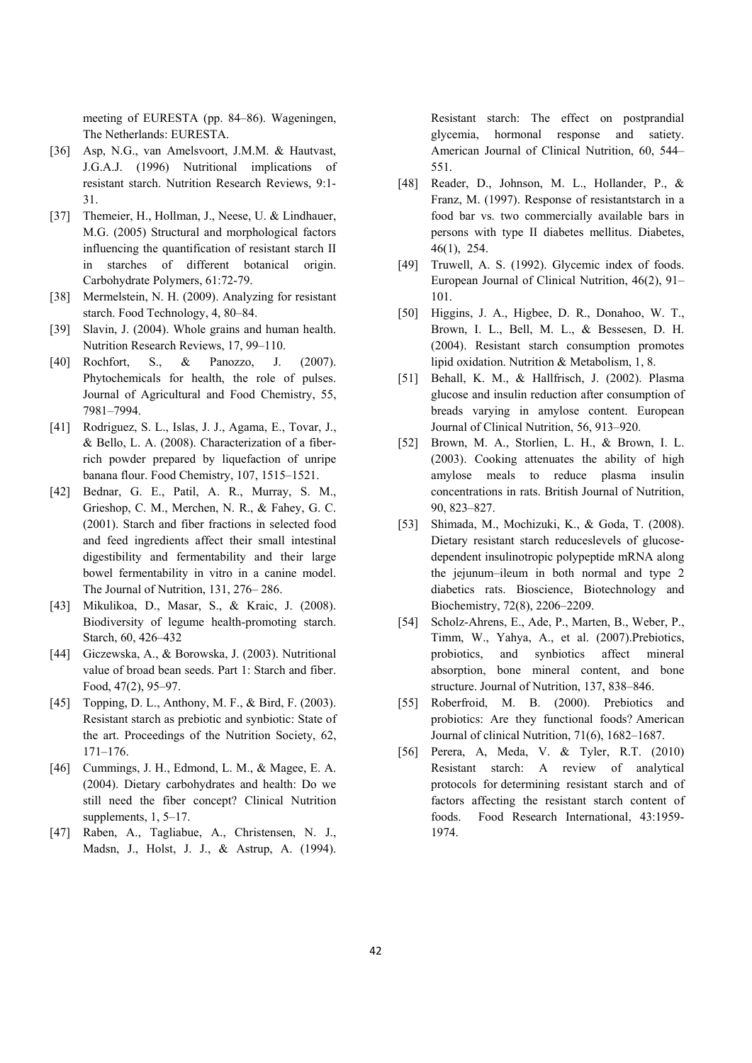meeting of EURESTA (pp. 84–86). Wageningen, The Netherlands: EURESTA.

[36] Asp, N.G., van Amelsvoort, J.M.M. & Hautvast, J.G.A.J. (1996) Nutritional implications of resistant starch. Nutrition Research Reviews, 9:1-31.

[37] Themeier, H., Hollman, J., Neese, U. & Lindhauer, M.G. (2005) Structural and morphological factors influencing the quantification of resistant starch II in starches of different botanical origin. Carbohydrate Polymers, 61:72-79.

[38] Mermelstein, N. H. (2009). Analyzing for resistant starch. Food Technology, 4, 80–84.

[39] Slavin, J. (2004). Whole grains and human health. Nutrition Research Reviews, 17, 99–110.

[40] Rochfort, S., & Panozzo, J. (2007). Phytochemicals for health, the role of pulses. Journal of Agricultural and Food Chemistry, 55, 7981–7994.

[41] Rodriguez, S. L., Islas, J. J., Agama, E., Tovar, J., & Bello, L. A. (2008). Characterization of a fiber-rich powder prepared by liquefaction of unripe banana flour. Food Chemistry, 107, 1515–1521.

[42] Bednar, G. E., Patil, A. R., Murray, S. M., Grieshop, C. M., Merchen, N. R., & Fahey, G. C. (2001). Starch and fiber fractions in selected food and feed ingredients affect their small intestinal digestibility and fermentability and their large bowel fermentability in vitro in a canine model. The Journal of Nutrition, 131, 276– 286.

[43] Mikulikoa, D., Masar, S., & Kraic, J. (2008). Biodiversity of legume health-promoting starch. Starch, 60, 426–432

[44] Giczewska, A., & Borowska, J. (2003). Nutritional value of broad bean seeds. Part 1: Starch and fiber. Food, 47(2), 95–97.

[45] Topping, D. L., Anthony, M. F., & Bird, F. (2003). Resistant starch as prebiotic and synbiotic: State of the art. Proceedings of the Nutrition Society, 62, 171–176.

[46] Cummings, J. H., Edmond, L. M., & Magee, E. A. (2004). Dietary carbohydrates and health: Do we still need the fiber concept? Clinical Nutrition supplements, 1, 5–17.

[47] Raben, A., Tagliabue, A., Christensen, N. J., Madsn, J., Holst, J. J., & Astrup, A. (1994). Resistant starch: The effect on postprandial glycemia, hormonal response and satiety. American Journal of Clinical Nutrition, 60, 544–551.

[48] Reader, D., Johnson, M. L., Hollander, P., & Franz, M. (1997). Response of resistantstarch in a food bar vs. two commercially available bars in persons with type II diabetes mellitus. Diabetes, 46(1), 254.

[49] Truwell, A. S. (1992). Glycemic index of foods. European Journal of Clinical Nutrition, 46(2), 91–101.

[50] Higgins, J. A., Higbee, D. R., Donahoo, W. T., Brown, I. L., Bell, M. L., & Bessesen, D. H. (2004). Resistant starch consumption promotes lipid oxidation. Nutrition & Metabolism, 1, 8.

[51] Behall, K. M., & Hallfrisch, J. (2002). Plasma glucose and insulin reduction after consumption of breads varying in amylose content. European Journal of Clinical Nutrition, 56, 913–920.

[52] Brown, M. A., Storlien, L. H., & Brown, I. L. (2003). Cooking attenuates the ability of high amylose meals to reduce plasma insulin concentrations in rats. British Journal of Nutrition, 90, 823–827.

[53] Shimada, M., Mochizuki, K., & Goda, T. (2008). Dietary resistant starch reduceslevels of glucose-dependent insulinotropic polypeptide mRNA along the jejunum–ileum in both normal and type 2 diabetics rats. Bioscience, Biotechnology and Biochemistry, 72(8), 2206–2209.

[54] Scholz-Ahrens, E., Ade, P., Marten, B., Weber, P., Timm, W., Yahya, A., et al. (2007).Prebiotics, probiotics, and synbiotics affect mineral absorption, bone mineral content, and bone structure. Journal of Nutrition, 137, 838–846.

[55] Roberfroid, M. B. (2000). Prebiotics and probiotics: Are they functional foods? American Journal of clinical Nutrition, 71(6), 1682–1687.

[56] Perera, A, Meda, V. & Tyler, R.T. (2010) Resistant starch: A review of analytical protocols for determining resistant starch and of factors affecting the resistant starch content of foods. Food Research International, 43:1959-1974.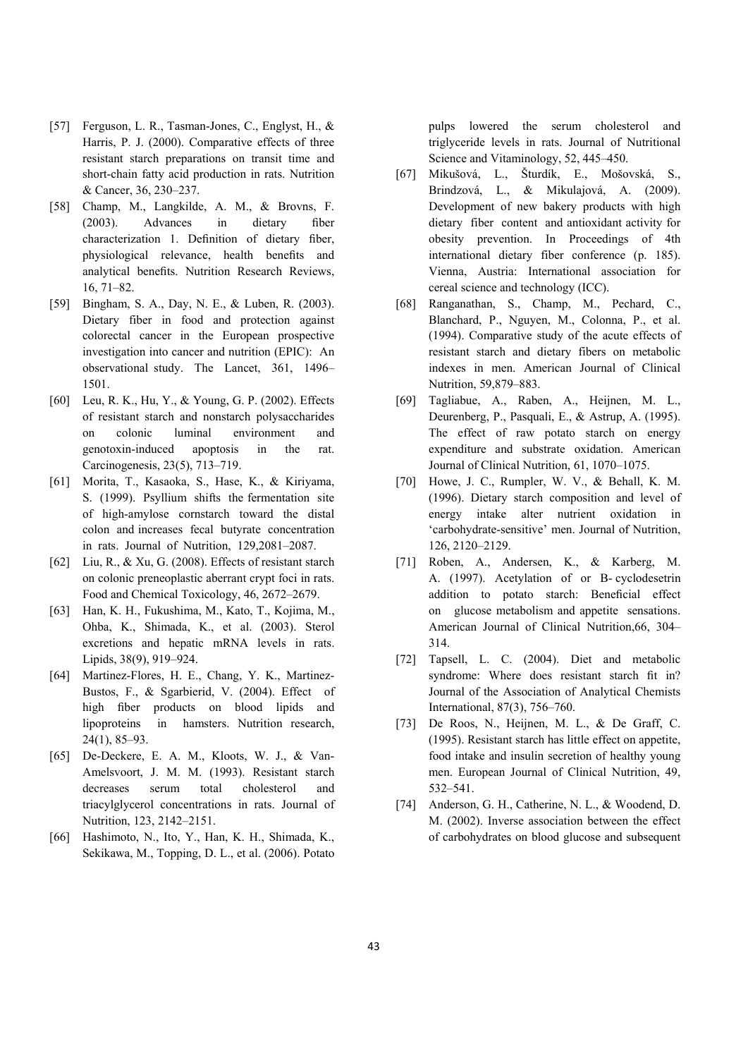[57] Ferguson, L. R., Tasman-Jones, C., Englyst, H., & Harris, P. J. (2000). Comparative effects of three resistant starch preparations on transit time and short-chain fatty acid production in rats. Nutrition & Cancer, 36, 230–237.

[58] Champ, M., Langkilde, A. M., & Brovns, F. (2003). Advances in dietary fiber characterization 1. Definition of dietary fiber, physiological relevance, health benefits and analytical benefits. Nutrition Research Reviews, 16, 71–82.

[59] Bingham, S. A., Day, N. E., & Luben, R. (2003). Dietary fiber in food and protection against colorectal cancer in the European prospective investigation into cancer and nutrition (EPIC): An observational study. The Lancet, 361, 1496–1501.

[60] Leu, R. K., Hu, Y., & Young, G. P. (2002). Effects of resistant starch and nonstarch polysaccharides on colonic luminal environment and genotoxin-induced apoptosis in the rat. Carcinogenesis, 23(5), 713–719.

[61] Morita, T., Kasaoka, S., Hase, K., & Kiriyama, S. (1999). Psyllium shifts the fermentation site of high-amylose cornstarch toward the distal colon and increases fecal butyrate concentration in rats. Journal of Nutrition, 129,2081–2087.

[62] Liu, R., & Xu, G. (2008). Effects of resistant starch on colonic preneoplastic aberrant crypt foci in rats. Food and Chemical Toxicology, 46, 2672–2679.

[63] Han, K. H., Fukushima, M., Kato, T., Kojima, M., Ohba, K., Shimada, K., et al. (2003). Sterol excretions and hepatic mRNA levels in rats. Lipids, 38(9), 919–924.

[64] Martinez-Flores, H. E., Chang, Y. K., Martinez-Bustos, F., & Sgarbierid, V. (2004). Effect of high fiber products on blood lipids and lipoproteins in hamsters. Nutrition research, 24(1), 85–93.

[65] De-Deckere, E. A. M., Kloots, W. J., & Van-Amelsvoort, J. M. M. (1993). Resistant starch decreases serum total cholesterol and triacylglycerol concentrations in rats. Journal of Nutrition, 123, 2142–2151.

[66] Hashimoto, N., Ito, Y., Han, K. H., Shimada, K., Sekikawa, M., Topping, D. L., et al. (2006). Potato pulps lowered the serum cholesterol and triglyceride levels in rats. Journal of Nutritional Science and Vitaminology, 52, 445–450.

[67] Mikušová, L., Šturdík, E., Mošovská, S., Brindzová, L., & Mikulajová, A. (2009). Development of new bakery products with high dietary fiber content and antioxidant activity for obesity prevention. In Proceedings of 4th international dietary fiber conference (p. 185). Vienna, Austria: International association for cereal science and technology (ICC).

[68] Ranganathan, S., Champ, M., Pechard, C., Blanchard, P., Nguyen, M., Colonna, P., et al. (1994). Comparative study of the acute effects of resistant starch and dietary fibers on metabolic indexes in men. American Journal of Clinical Nutrition, 59,879–883.

[69] Tagliabue, A., Raben, A., Heijnen, M. L., Deurenberg, P., Pasquali, E., & Astrup, A. (1995). The effect of raw potato starch on energy expenditure and substrate oxidation. American Journal of Clinical Nutrition, 61, 1070–1075.

[70] Howe, J. C., Rumpler, W. V., & Behall, K. M. (1996). Dietary starch composition and level of energy intake alter nutrient oxidation in 'carbohydrate-sensitive' men. Journal of Nutrition, 126, 2120–2129.

[71] Roben, A., Andersen, K., & Karberg, M. A. (1997). Acetylation of or B- cyclodesetrin addition to potato starch: Beneficial effect on glucose metabolism and appetite sensations. American Journal of Clinical Nutrition,66, 304–314.

[72] Tapsell, L. C. (2004). Diet and metabolic syndrome: Where does resistant starch fit in? Journal of the Association of Analytical Chemists International, 87(3), 756–760.

[73] De Roos, N., Heijnen, M. L., & De Graff, C. (1995). Resistant starch has little effect on appetite, food intake and insulin secretion of healthy young men. European Journal of Clinical Nutrition, 49, 532–541.

[74] Anderson, G. H., Catherine, N. L., & Woodend, D. M. (2002). Inverse association between the effect of carbohydrates on blood glucose and subsequent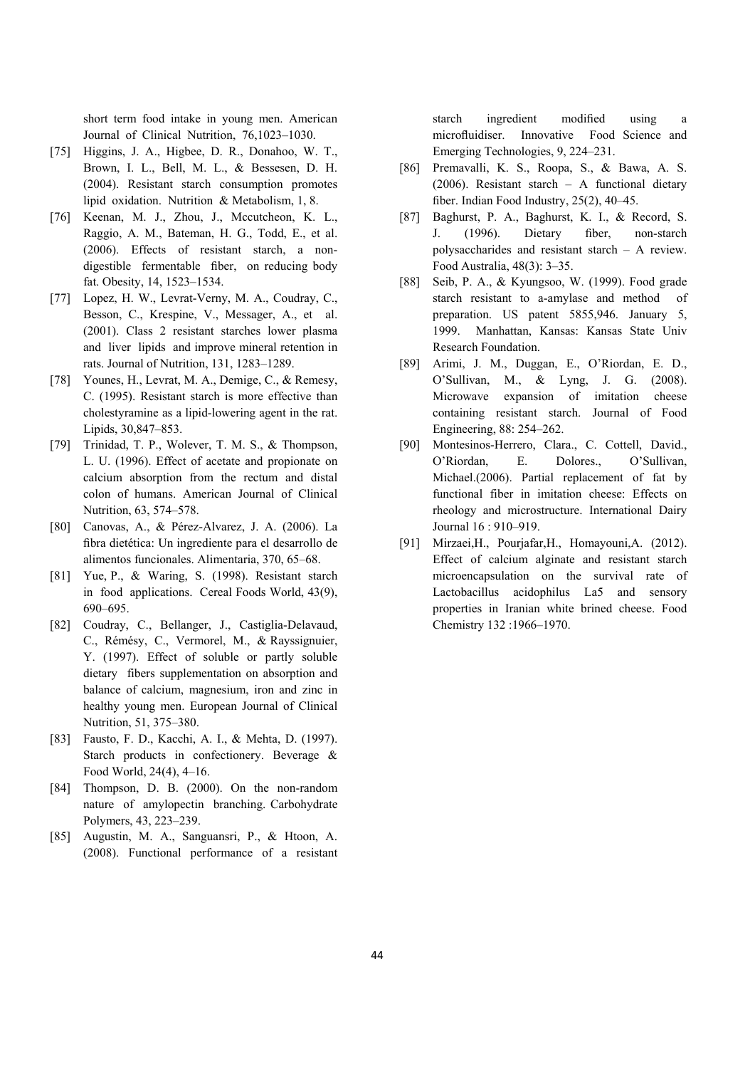short term food intake in young men. American Journal of Clinical Nutrition, 76,1023–1030.

[75] Higgins, J. A., Higbee, D. R., Donahoo, W. T., Brown, I. L., Bell, M. L., & Bessesen, D. H. (2004). Resistant starch consumption promotes lipid oxidation. Nutrition & Metabolism, 1, 8.

[76] Keenan, M. J., Zhou, J., Mccutcheon, K. L., Raggio, A. M., Bateman, H. G., Todd, E., et al. (2006). Effects of resistant starch, a non-digestible fermentable fiber, on reducing body fat. Obesity, 14, 1523–1534.

[77] Lopez, H. W., Levrat-Verny, M. A., Coudray, C., Besson, C., Krespine, V., Messager, A., et al. (2001). Class 2 resistant starches lower plasma and liver lipids and improve mineral retention in rats. Journal of Nutrition, 131, 1283–1289.

[78] Younes, H., Levrat, M. A., Demige, C., & Remesy, C. (1995). Resistant starch is more effective than cholestyramine as a lipid-lowering agent in the rat. Lipids, 30,847–853.

[79] Trinidad, T. P., Wolever, T. M. S., & Thompson, L. U. (1996). Effect of acetate and propionate on calcium absorption from the rectum and distal colon of humans. American Journal of Clinical Nutrition, 63, 574–578.

[80] Canovas, A., & Pérez-Alvarez, J. A. (2006). La fibra dietética: Un ingrediente para el desarrollo de alimentos funcionales. Alimentaria, 370, 65–68.

[81] Yue, P., & Waring, S. (1998). Resistant starch in food applications. Cereal Foods World, 43(9), 690–695.

[82] Coudray, C., Bellanger, J., Castiglia-Delavaud, C., Rémésy, C., Vermorel, M., & Rayssignuier, Y. (1997). Effect of soluble or partly soluble dietary fibers supplementation on absorption and balance of calcium, magnesium, iron and zinc in healthy young men. European Journal of Clinical Nutrition, 51, 375–380.

[83] Fausto, F. D., Kacchi, A. I., & Mehta, D. (1997). Starch products in confectionery. Beverage & Food World, 24(4), 4–16.

[84] Thompson, D. B. (2000). On the non-random nature of amylopectin branching. Carbohydrate Polymers, 43, 223–239.

[85] Augustin, M. A., Sanguansri, P., & Htoon, A. (2008). Functional performance of a resistant starch ingredient modified using a microfluidiser. Innovative Food Science and Emerging Technologies, 9, 224–231.

[86] Premavalli, K. S., Roopa, S., & Bawa, A. S. (2006). Resistant starch – A functional dietary fiber. Indian Food Industry, 25(2), 40–45.

[87] Baghurst, P. A., Baghurst, K. I., & Record, S. J. (1996). Dietary fiber, non-starch polysaccharides and resistant starch – A review. Food Australia, 48(3): 3–35.

[88] Seib, P. A., & Kyungsoo, W. (1999). Food grade starch resistant to a-amylase and method of preparation. US patent 5855,946. January 5, 1999. Manhattan, Kansas: Kansas State Univ Research Foundation.

[89] Arimi, J. M., Duggan, E., O'Riordan, E. D., O'Sullivan, M., & Lyng, J. G. (2008). Microwave expansion of imitation cheese containing resistant starch. Journal of Food Engineering, 88: 254–262.

[90] Montesinos-Herrero, Clara., C. Cottell, David., O'Riordan, E. Dolores., O'Sullivan, Michael.(2006). Partial replacement of fat by functional fiber in imitation cheese: Effects on rheology and microstructure. International Dairy Journal 16 : 910–919.

[91] Mirzaei,H., Pourjafar,H., Homayouni,A. (2012). Effect of calcium alginate and resistant starch microencapsulation on the survival rate of Lactobacillus acidophilus La5 and sensory properties in Iranian white brined cheese. Food Chemistry 132 :1966–1970.